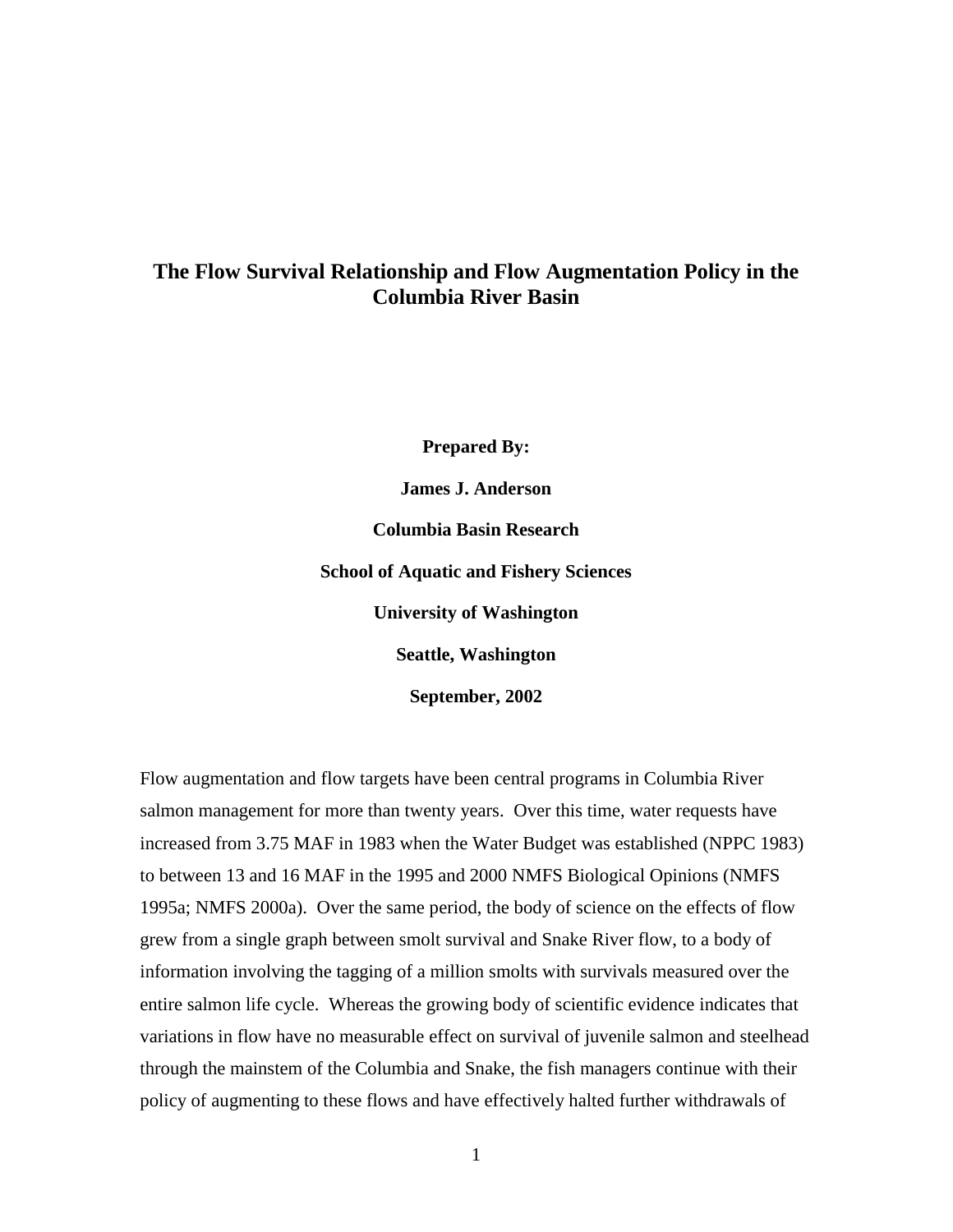# The Flow Survival Relationship and Flow Augmentation Policy in the Columbia River Basin

**Prepared By:**

**James J. Anderson**

**Columbia Basin Research**

**School of Aquatic and Fishery Sciences**

**University of Washington**

**Seattle, Washington**

**September, 2002**

Flow augmentation and flow targets have been central programs in Columbia River salmon management for more than twenty years. Over this time, water requests have increased from 3.75 MAF in 1983 when the Water Budget was established (NPPC 1983) to between 13 and 16 MAF in the 1995 and 2000 NMFS Biological Opinions (NMFS 1995a; NMFS 2000a). Over the same period, the body of science on the effects of flow grew from a single graph between smolt survival and Snake River flow, to a body of information involving the tagging of a million smolts with survivals measured over the entire salmon life cycle. Whereas the growing body of scientific evidence indicates that variations in flow have no measurable effect on survival of juvenile salmon and steelhead through the mainstem of the Columbia and Snake, the fish managers continue with their policy of augmenting to these flows and have effectively halted further withdrawals of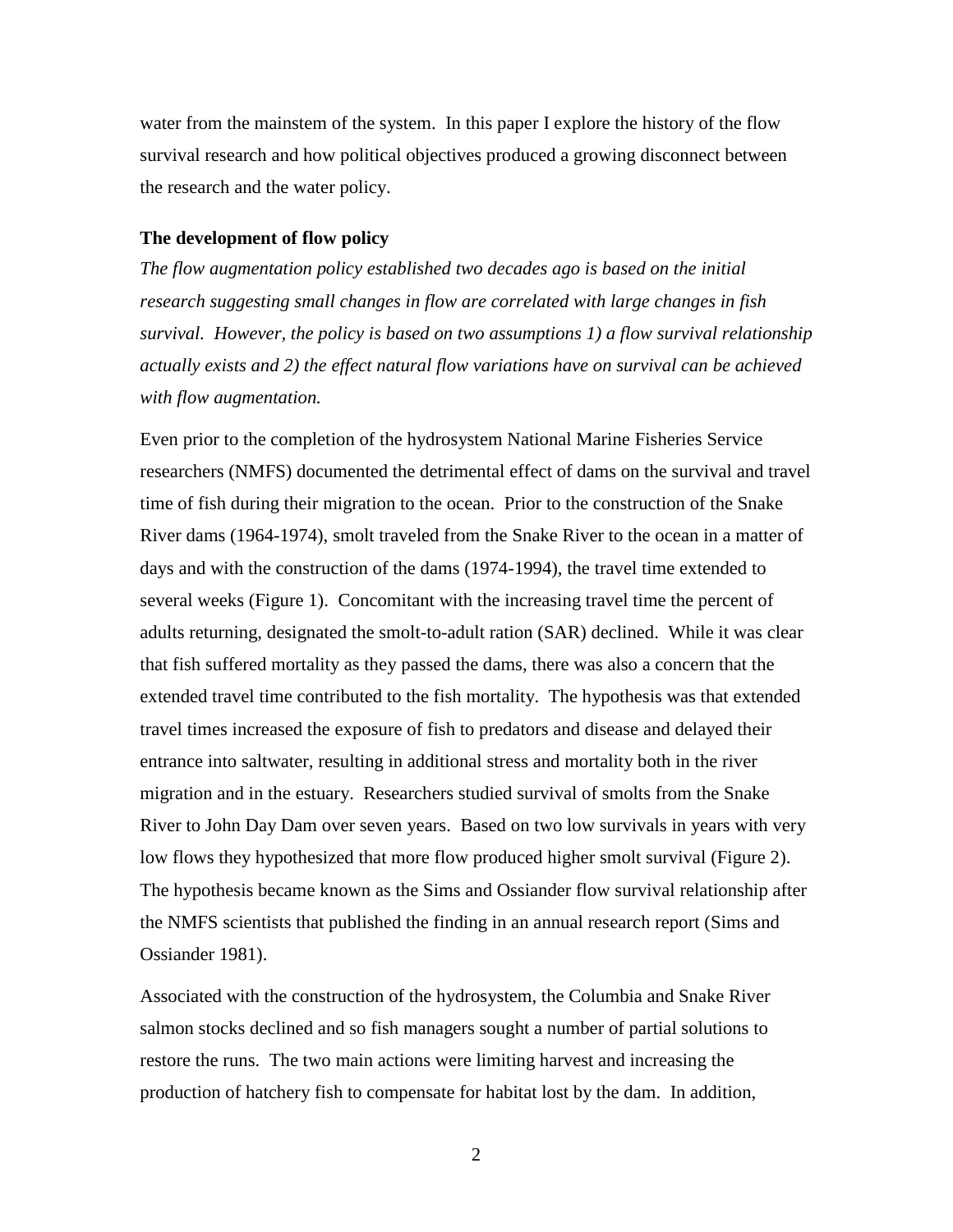water from the mainstem of the system. In this paper I explore the history of the flow survival research and how political objectives produced a growing disconnect between the research and the water policy.

### The development of flow policy

*The flow augmentation policy established two decades ago is based on the initial research suggesting small changes in flow are correlated with large changes in fish survival. However, the policy is based on two assumptions 1) a flow survival relationship actually exists and 2) the effect natural flow variations have on survival can be achieved with flow augmentation.*

Even prior to the completion of the hydrosystem National Marine Fisheries Service researchers (NMFS) documented the detrimental effect of dams on the survival and travel time of fish during their migration to the ocean. Prior to the construction of the Snake River dams (1964-1974), smolt traveled from the Snake River to the ocean in a matter of days and with the construction of the dams (1974-1994), the travel time extended to several weeks (Figure 1). Concomitant with the increasing travel time the percent of adults returning, designated the smolt-to-adult ration (SAR) declined. While it was clear that fish suffered mortality as they passed the dams, there was also a concern that the extended travel time contributed to the fish mortality. The hypothesis was that extended travel times increased the exposure of fish to predators and disease and delayed their entrance into saltwater, resulting in additional stress and mortality both in the river migration and in the estuary. Researchers studied survival of smolts from the Snake River to John Day Dam over seven years. Based on two low survivals in years with very low flows they hypothesized that more flow produced higher smolt survival (Figure 2). The hypothesis became known as the Sims and Ossiander flow survival relationship after the NMFS scientists that published the finding in an annual research report (Sims and Ossiander 1981).

Associated with the construction of the hydrosystem, the Columbia and Snake River salmon stocks declined and so fish managers sought a number of partial solutions to restore the runs. The two main actions were limiting harvest and increasing the production of hatchery fish to compensate for habitat lost by the dam. In addition,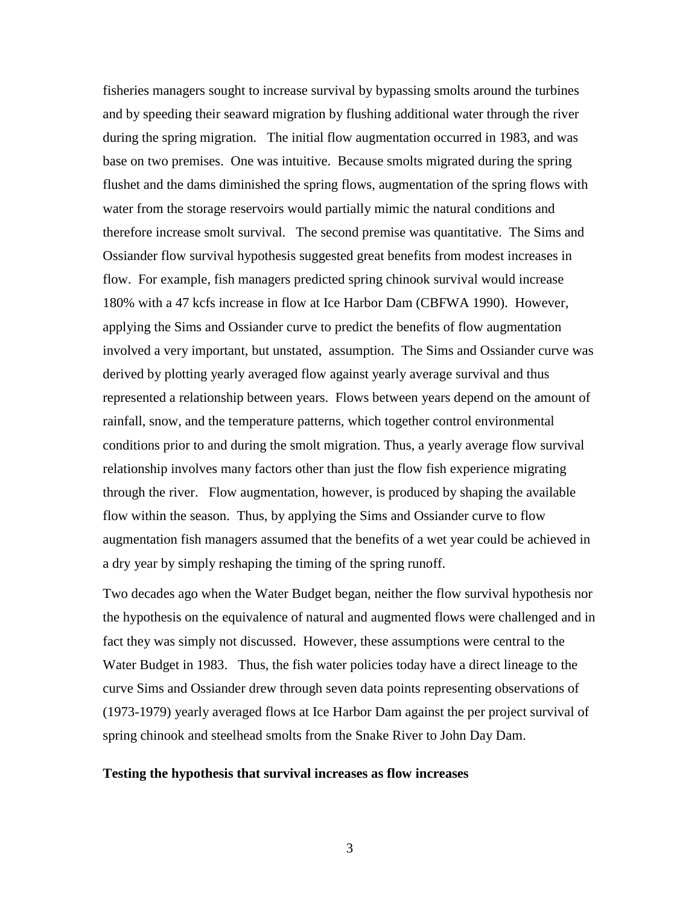fisheries managers sought to increase survival by bypassing smolts around the turbines and by speeding their seaward migration by flushing additional water through the river during the spring migration. The initial flow augmentation occurred in 1983, and was base on two premises. One was intuitive. Because smolts migrated during the spring flushet and the dams diminished the spring flows, augmentation of the spring flows with water from the storage reservoirs would partially mimic the natural conditions and therefore increase smolt survival. The second premise was quantitative. The Sims and Ossiander flow survival hypothesis suggested great benefits from modest increases in flow. For example, fish managers predicted spring chinook survival would increase 180% with a 47 kcfs increase in flow at Ice Harbor Dam (CBFWA 1990). However, applying the Sims and Ossiander curve to predict the benefits of flow augmentation involved a very important, but unstated, assumption. The Sims and Ossiander curve was derived by plotting yearly averaged flow against yearly average survival and thus represented a relationship between years. Flows between years depend on the amount of rainfall, snow, and the temperature patterns, which together control environmental conditions prior to and during the smolt migration. Thus, a yearly average flow survival relationship involves many factors other than just the flow fish experience migrating through the river. Flow augmentation, however, is produced by shaping the available flow within the season. Thus, by applying the Sims and Ossiander curve to flow augmentation fish managers assumed that the benefits of a wet year could be achieved in a dry year by simply reshaping the timing of the spring runoff.

Two decades ago when the Water Budget began, neither the flow survival hypothesis nor the hypothesis on the equivalence of natural and augmented flows were challenged and in fact they was simply not discussed. However, these assumptions were central to the Water Budget in 1983. Thus, the fish water policies today have a direct lineage to the curve Sims and Ossiander drew through seven data points representing observations of (1973-1979) yearly averaged flows at Ice Harbor Dam against the per project survival of spring chinook and steelhead smolts from the Snake River to John Day Dam.

**Testing the hypothesis that survival increases as flow increases**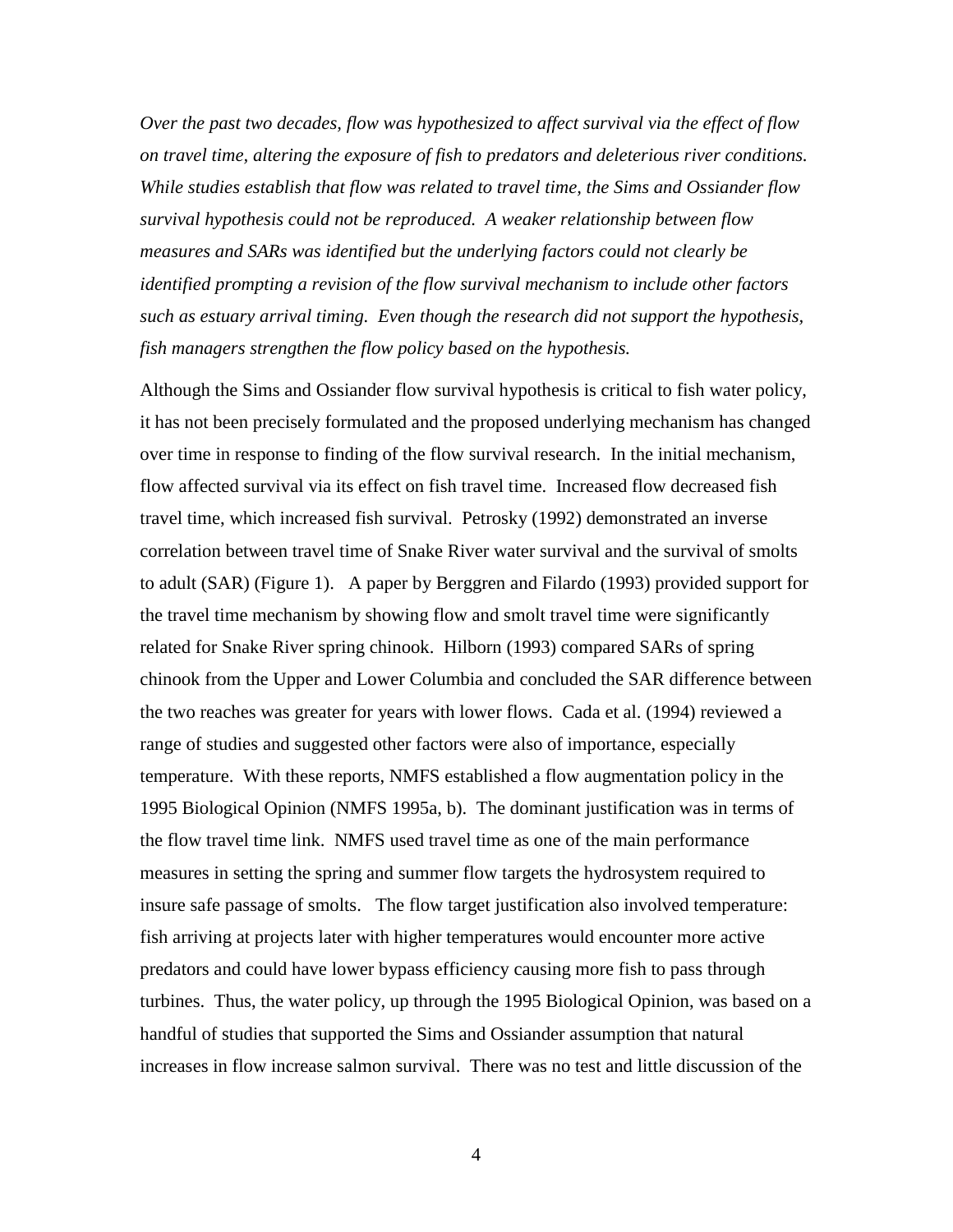*Over the past two decades, flow was hypothesized to affect survival via the effect of flow on travel time, altering the exposure of fish to predators and deleterious river conditions. While studies establish that flow was related to travel time, the Sims and Ossiander flow survival hypothesis could not be reproduced. A weaker relationship between flow measures and SARs was identified but the underlying factors could not clearly be identified prompting a revision of the flow survival mechanism to include other factors such as estuary arrival timing. Even though the research did not support the hypothesis, fish managers strengthen the flow policy based on the hypothesis.*

Although the Sims and Ossiander flow survival hypothesis is critical to fish water policy, it has not been precisely formulated and the proposed underlying mechanism has changed over time in response to finding of the flow survival research. In the initial mechanism, flow affected survival via its effect on fish travel time. Increased flow decreased fish travel time, which increased fish survival. Petrosky (1992) demonstrated an inverse correlation between travel time of Snake River water survival and the survival of smolts to adult (SAR) (Figure 1). A paper by Berggren and Filardo (1993) provided support for the travel time mechanism by showing flow and smolt travel time were significantly related for Snake River spring chinook. Hilborn (1993) compared SARs of spring chinook from the Upper and Lower Columbia and concluded the SAR difference between the two reaches was greater for years with lower flows. Cada et al. (1994) reviewed a range of studies and suggested other factors were also of importance, especially temperature. With these reports, NMFS established a flow augmentation policy in the 1995 Biological Opinion (NMFS 1995a, b). The dominant justification was in terms of the flow travel time link. NMFS used travel time as one of the main performance measures in setting the spring and summer flow targets the hydrosystem required to insure safe passage of smolts. The flow target justification also involved temperature: fish arriving at projects later with higher temperatures would encounter more active predators and could have lower bypass efficiency causing more fish to pass through turbines. Thus, the water policy, up through the 1995 Biological Opinion, was based on a handful of studies that supported the Sims and Ossiander assumption that natural increases in flow increase salmon survival. There was no test and little discussion of the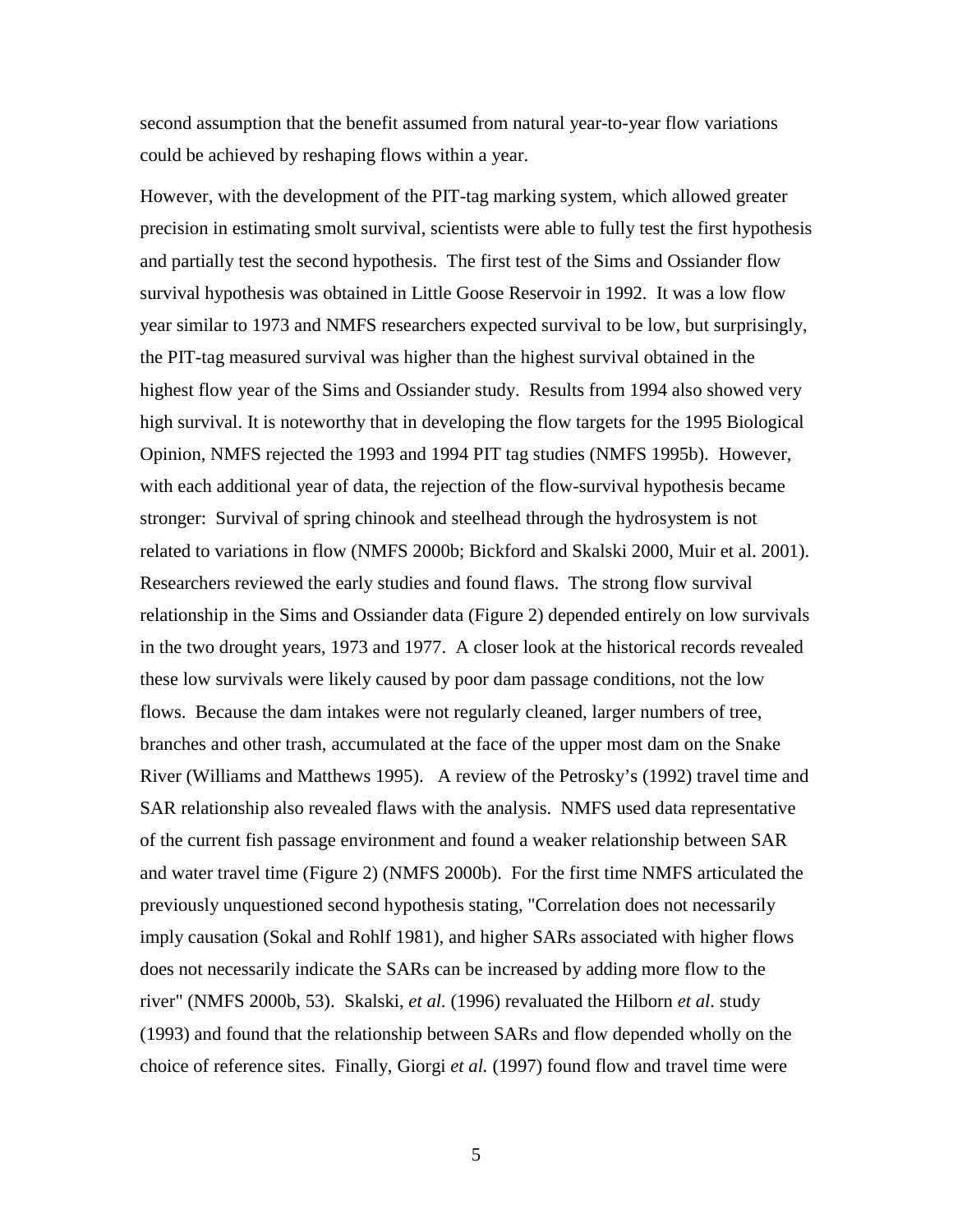second assumption that the benefit assumed from natural year-to-year flow variations could be achieved by reshaping flows within a year.

However, with the development of the PIT-tag marking system, which allowed greater precision in estimating smolt survival, scientists were able to fully test the first hypothesis and partially test the second hypothesis. The first test of the Sims and Ossiander flow survival hypothesis was obtained in Little Goose Reservoir in 1992. It was a low flow year similar to 1973 and NMFS researchers expected survival to be low, but surprisingly, the PIT-tag measured survival was higher than the highest survival obtained in the highest flow year of the Sims and Ossiander study. Results from 1994 also showed very high survival. It is noteworthy that in developing the flow targets for the 1995 Biological Opinion, NMFS rejected the 1993 and 1994 PIT tag studies (NMFS 1995b). However, with each additional year of data, the rejection of the flow-survival hypothesis became stronger: Survival of spring chinook and steelhead through the hydrosystem is not related to variations in flow (NMFS 2000b; Bickford and Skalski 2000, Muir et al. 2001). Researchers reviewed the early studies and found flaws. The strong flow survival relationship in the Sims and Ossiander data (Figure 2) depended entirely on low survivals in the two drought years, 1973 and 1977. A closer look at the historical records revealed these low survivals were likely caused by poor dam passage conditions, not the low flows. Because the dam intakes were not regularly cleaned, larger numbers of tree, branches and other trash, accumulated at the face of the upper most dam on the Snake River (Williams and Matthews 1995). A review of the Petrosky's (1992) travel time and SAR relationship also revealed flaws with the analysis. NMFS used data representative of the current fish passage environment and found a weaker relationship between SAR and water travel time (Figure 2) (NMFS 2000b). For the first time NMFS articulated the previously unquestioned second hypothesis stating, "Correlation does not necessarily imply causation (Sokal and Rohlf 1981), and higher SARs associated with higher flows does not necessarily indicate the SARs can be increased by adding more flow to the river" (NMFS 2000b, 53). Skalski, *et al.* (1996) revaluated the Hilborn *et al*. study (1993) and found that the relationship between SARs and flow depended wholly on the choice of reference sites. Finally, Giorgi *et al.* (1997) found flow and travel time were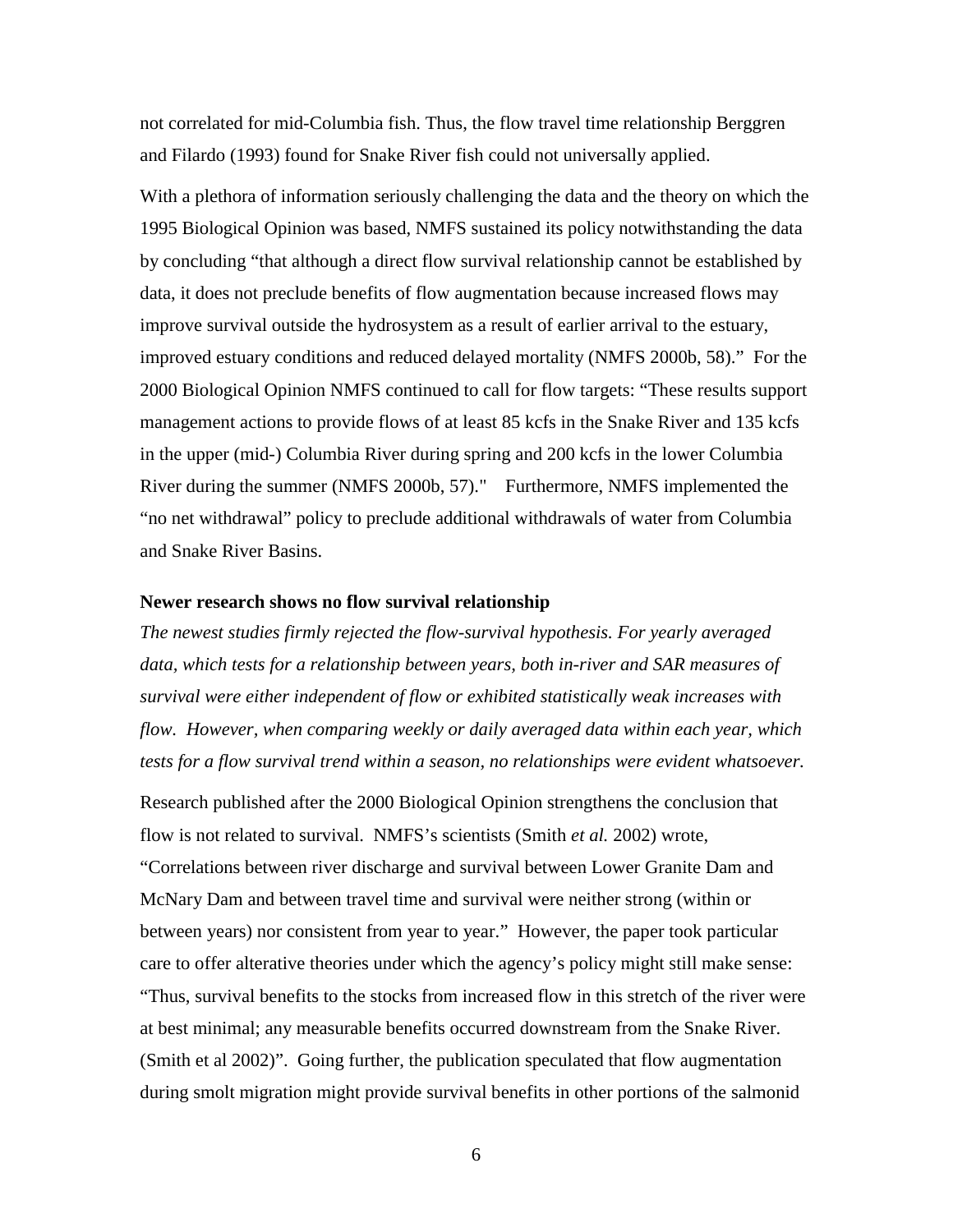not correlated for mid-Columbia fish. Thus, the flow travel time relationship Berggren and Filardo (1993) found for Snake River fish could not universally applied.

With a plethora of information seriously challenging the data and the theory on which the 1995 Biological Opinion was based, NMFS sustained its policy notwithstanding the data by concluding "that although a direct flow survival relationship cannot be established by data, it does not preclude benefits of flow augmentation because increased flows may improve survival outside the hydrosystem as a result of earlier arrival to the estuary, improved estuary conditions and reduced delayed mortality (NMFS 2000b, 58)." For the 2000 Biological Opinion NMFS continued to call for flow targets: "These results support management actions to provide flows of at least 85 kcfs in the Snake River and 135 kcfs in the upper (mid-) Columbia River during spring and 200 kcfs in the lower Columbia River during the summer (NMFS 2000b, 57)." Furthermore, NMFS implemented the "no net withdrawal" policy to preclude additional withdrawals of water from Columbia and Snake River Basins.

**Newer research shows no flow survival relationship**

*The newest studies firmly rejected the flow-survival hypothesis. For yearly averaged data, which tests for a relationship between years, both in-river and SAR measures of survival were either independent of flow or exhibited statistically weak increases with flow. However, when comparing weekly or daily averaged data within each year, which tests for a flow survival trend within a season, no relationships were evident whatsoever.*

Research published after the 2000 Biological Opinion strengthens the conclusion that flow is not related to survival. NMFS's scientists (Smith *et al.* 2002) wrote, "Correlations between river discharge and survival between Lower Granite Dam and McNary Dam and between travel time and survival were neither strong (within or between years) nor consistent from year to year." However, the paper took particular care to offer alterative theories under which the agency's policy might still make sense: "Thus, survival benefits to the stocks from increased flow in this stretch of the river were at best minimal; any measurable benefits occurred downstream from the Snake River. (Smith et al 2002)". Going further, the publication speculated that flow augmentation during smolt migration might provide survival benefits in other portions of the salmonid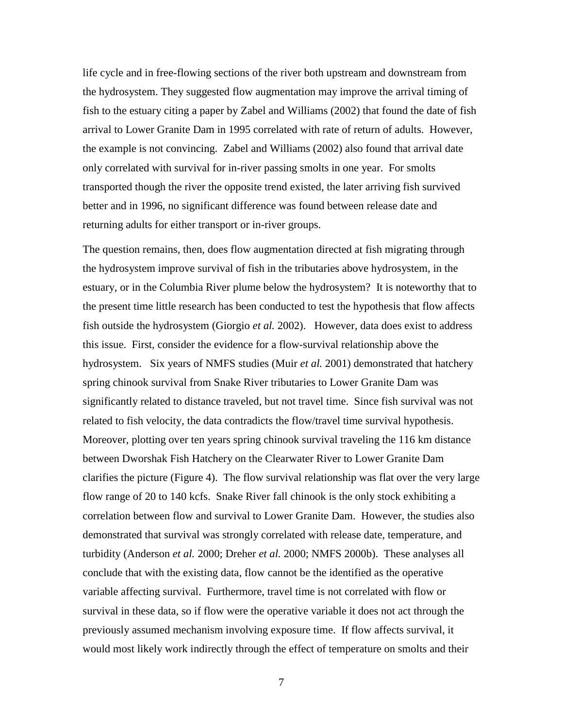life cycle and in free-flowing sections of the river both upstream and downstream from the hydrosystem. They suggested flow augmentation may improve the arrival timing of fish to the estuary citing a paper by Zabel and Williams (2002) that found the date of fish arrival to Lower Granite Dam in 1995 correlated with rate of return of adults. However, the example is not convincing. Zabel and Williams (2002) also found that arrival date only correlated with survival for in-river passing smolts in one year. For smolts transported though the river the opposite trend existed, the later arriving fish survived better and in 1996, no significant difference was found between release date and returning adults for either transport or in-river groups.

The question remains, then, does flow augmentation directed at fish migrating through the hydrosystem improve survival of fish in the tributaries above hydrosystem, in the estuary, or in the Columbia River plume below the hydrosystem? It is noteworthy that to the present time little research has been conducted to test the hypothesis that flow affects fish outside the hydrosystem (Giorgio *et al.* 2002). However, data does exist to address this issue. First, consider the evidence for a flow-survival relationship above the hydrosystem. Six years of NMFS studies (Muir *et al.* 2001) demonstrated that hatchery spring chinook survival from Snake River tributaries to Lower Granite Dam was significantly related to distance traveled, but not travel time. Since fish survival was not related to fish velocity, the data contradicts the flow/travel time survival hypothesis. Moreover, plotting over ten years spring chinook survival traveling the 116 km distance between Dworshak Fish Hatchery on the Clearwater River to Lower Granite Dam clarifies the picture (Figure 4). The flow survival relationship was flat over the very large flow range of 20 to 140 kcfs. Snake River fall chinook is the only stock exhibiting a correlation between flow and survival to Lower Granite Dam. However, the studies also demonstrated that survival was strongly correlated with release date, temperature, and turbidity (Anderson *et al.* 2000; Dreher *et al.* 2000; NMFS 2000b). These analyses all conclude that with the existing data, flow cannot be the identified as the operative variable affecting survival. Furthermore, travel time is not correlated with flow or survival in these data, so if flow were the operative variable it does not act through the previously assumed mechanism involving exposure time. If flow affects survival, it would most likely work indirectly through the effect of temperature on smolts and their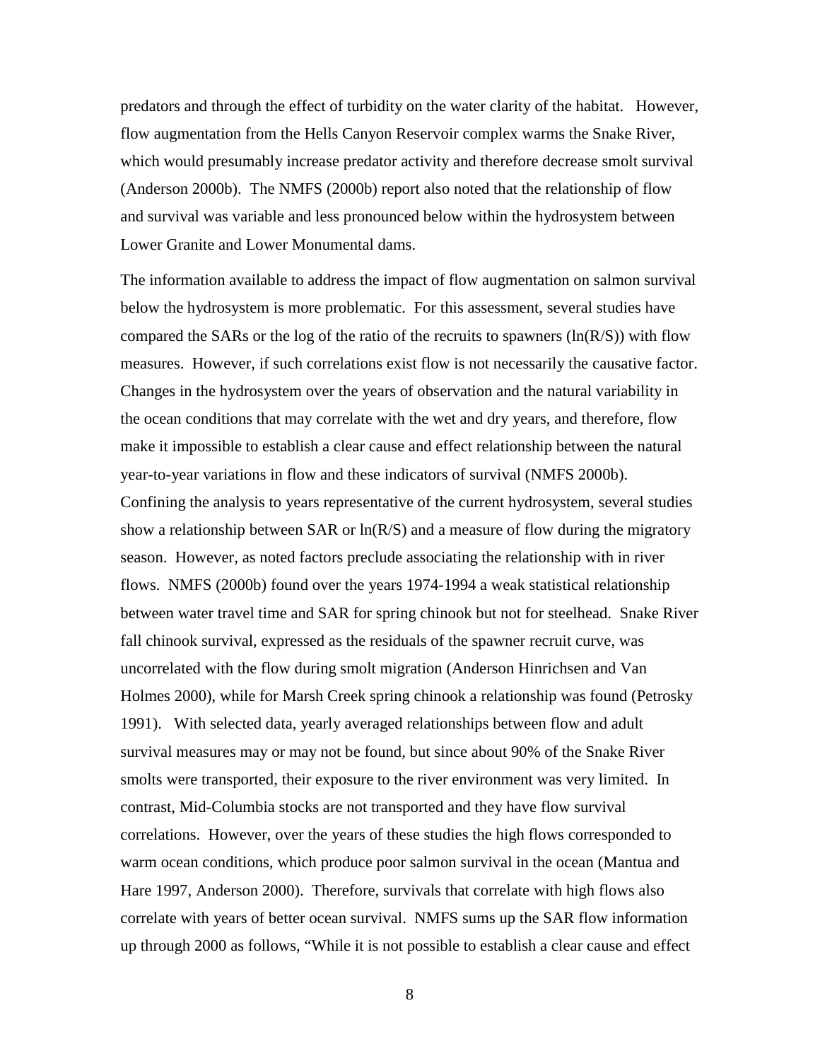predators and through the effect of turbidity on the water clarity of the habitat. However, flow augmentation from the Hells Canyon Reservoir complex warms the Snake River, which would presumably increase predator activity and therefore decrease smolt survival (Anderson 2000b). The NMFS (2000b) report also noted that the relationship of flow and survival was variable and less pronounced below within the hydrosystem between Lower Granite and Lower Monumental dams.

The information available to address the impact of flow augmentation on salmon survival below the hydrosystem is more problematic. For this assessment, several studies have compared the SARs or the log of the ratio of the recruits to spawners (ln(R/S)) with flow measures. However, if such correlations exist flow is not necessarily the causative factor. Changes in the hydrosystem over the years of observation and the natural variability in the ocean conditions that may correlate with the wet and dry years, and therefore, flow make it impossible to establish a clear cause and effect relationship between the natural year-to-year variations in flow and these indicators of survival (NMFS 2000b). Confining the analysis to years representative of the current hydrosystem, several studies show a relationship between SAR or ln(R/S) and a measure of flow during the migratory season. However, as noted factors preclude associating the relationship with in river flows. NMFS (2000b) found over the years 1974-1994 a weak statistical relationship between water travel time and SAR for spring chinook but not for steelhead. Snake River fall chinook survival, expressed as the residuals of the spawner recruit curve, was uncorrelated with the flow during smolt migration (Anderson Hinrichsen and Van Holmes 2000), while for Marsh Creek spring chinook a relationship was found (Petrosky 1991). With selected data, yearly averaged relationships between flow and adult survival measures may or may not be found, but since about 90% of the Snake River smolts were transported, their exposure to the river environment was very limited. In contrast, Mid-Columbia stocks are not transported and they have flow survival correlations. However, over the years of these studies the high flows corresponded to warm ocean conditions, which produce poor salmon survival in the ocean (Mantua and Hare 1997, Anderson 2000). Therefore, survivals that correlate with high flows also correlate with years of better ocean survival. NMFS sums up the SAR flow information up through 2000 as follows, "While it is not possible to establish a clear cause and effect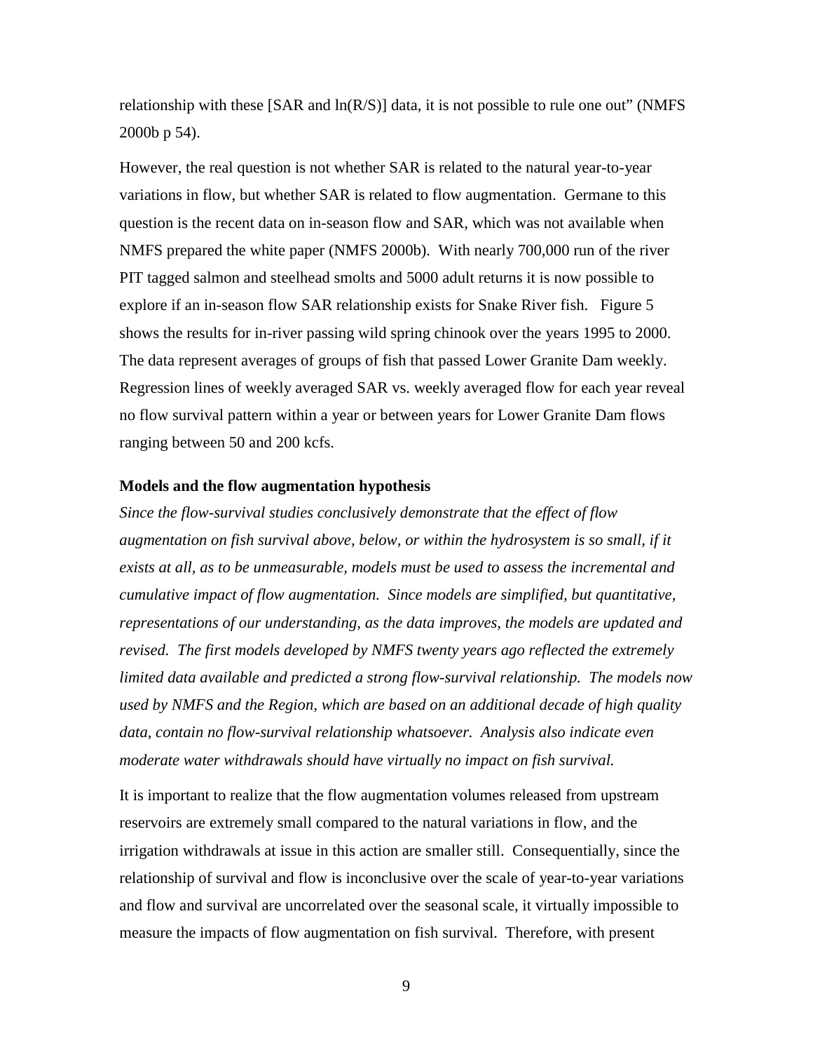relationship with these [SAR and ln(R/S)] data, it is not possible to rule one out" (NMFS 2000b p 54).

However, the real question is not whether SAR is related to the natural year-to-year variations in flow, but whether SAR is related to flow augmentation. Germane to this question is the recent data on in-season flow and SAR, which was not available when NMFS prepared the white paper (NMFS 2000b). With nearly 700,000 run of the river PIT tagged salmon and steelhead smolts and 5000 adult returns it is now possible to explore if an in-season flow SAR relationship exists for Snake River fish. Figure 5 shows the results for in-river passing wild spring chinook over the years 1995 to 2000. The data represent averages of groups of fish that passed Lower Granite Dam weekly. Regression lines of weekly averaged SAR vs. weekly averaged flow for each year reveal no flow survival pattern within a year or between years for Lower Granite Dam flows ranging between 50 and 200 kcfs.

### Models and the flow augmentation hypothesis

*Since the flow-survival studies conclusively demonstrate that the effect of flow augmentation on fish survival above, below, or within the hydrosystem is so small, if it exists at all, as to be unmeasurable, models must be used to assess the incremental and cumulative impact of flow augmentation. Since models are simplified, but quantitative, representations of our understanding, as the data improves, the models are updated and revised. The first models developed by NMFS twenty years ago reflected the extremely limited data available and predicted a strong flow-survival relationship. The models now used by NMFS and the Region, which are based on an additional decade of high quality data, contain no flow-survival relationship whatsoever. Analysis also indicate even moderate water withdrawals should have virtually no impact on fish survival.*

It is important to realize that the flow augmentation volumes released from upstream reservoirs are extremely small compared to the natural variations in flow, and the irrigation withdrawals at issue in this action are smaller still. Consequentially, since the relationship of survival and flow is inconclusive over the scale of year-to-year variations and flow and survival are uncorrelated over the seasonal scale, it virtually impossible to measure the impacts of flow augmentation on fish survival. Therefore, with present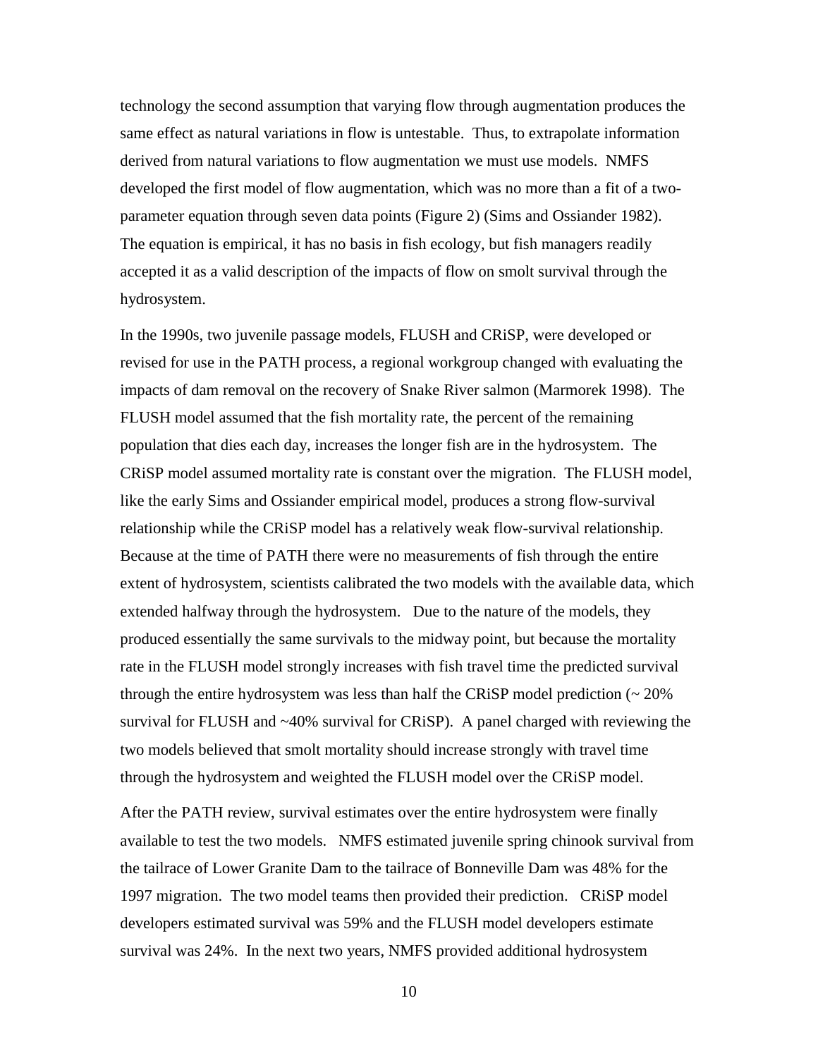technology the second assumption that varying flow through augmentation produces the same effect as natural variations in flow is untestable. Thus, to extrapolate information derived from natural variations to flow augmentation we must use models. NMFS developed the first model of flow augmentation, which was no more than a fit of a two-parameter equation through seven data points (Figure 2) (Sims and Ossiander 1982). The equation is empirical, it has no basis in fish ecology, but fish managers readily accepted it as a valid description of the impacts of flow on smolt survival through the hydrosystem.

In the 1990s, two juvenile passage models, FLUSH and CRiSP, were developed or revised for use in the PATH process, a regional workgroup changed with evaluating the impacts of dam removal on the recovery of Snake River salmon (Marmorek 1998). The FLUSH model assumed that the fish mortality rate, the percent of the remaining population that dies each day, increases the longer fish are in the hydrosystem. The CRiSP model assumed mortality rate is constant over the migration. The FLUSH model, like the early Sims and Ossiander empirical model, produces a strong flow-survival relationship while the CRiSP model has a relatively weak flow-survival relationship. Because at the time of PATH there were no measurements of fish through the entire extent of hydrosystem, scientists calibrated the two models with the available data, which extended halfway through the hydrosystem. Due to the nature of the models, they produced essentially the same survivals to the midway point, but because the mortality rate in the FLUSH model strongly increases with fish travel time the predicted survival through the entire hydrosystem was less than half the CRiSP model prediction (~ 20% survival for FLUSH and ~40% survival for CRiSP). A panel charged with reviewing the two models believed that smolt mortality should increase strongly with travel time through the hydrosystem and weighted the FLUSH model over the CRiSP model.

After the PATH review, survival estimates over the entire hydrosystem were finally available to test the two models. NMFS estimated juvenile spring chinook survival from the tailrace of Lower Granite Dam to the tailrace of Bonneville Dam was 48% for the 1997 migration. The two model teams then provided their prediction. CRiSP model developers estimated survival was 59% and the FLUSH model developers estimate survival was 24%. In the next two years, NMFS provided additional hydrosystem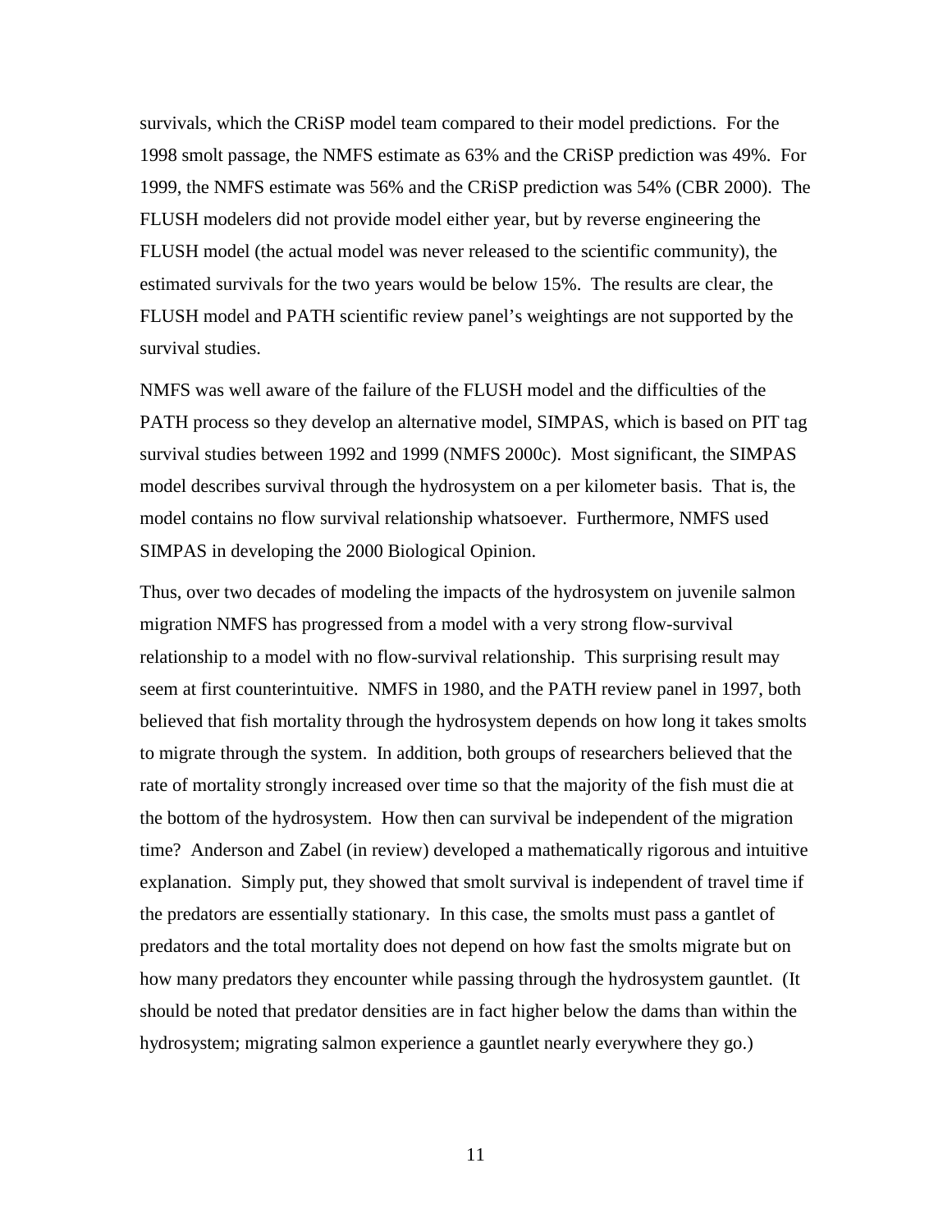survivals, which the CRiSP model team compared to their model predictions. For the 1998 smolt passage, the NMFS estimate as 63% and the CRiSP prediction was 49%. For 1999, the NMFS estimate was 56% and the CRiSP prediction was 54% (CBR 2000). The FLUSH modelers did not provide model either year, but by reverse engineering the FLUSH model (the actual model was never released to the scientific community), the estimated survivals for the two years would be below 15%. The results are clear, the FLUSH model and PATH scientific review panel's weightings are not supported by the survival studies.

NMFS was well aware of the failure of the FLUSH model and the difficulties of the PATH process so they develop an alternative model, SIMPAS, which is based on PIT tag survival studies between 1992 and 1999 (NMFS 2000c). Most significant, the SIMPAS model describes survival through the hydrosystem on a per kilometer basis. That is, the model contains no flow survival relationship whatsoever. Furthermore, NMFS used SIMPAS in developing the 2000 Biological Opinion.

Thus, over two decades of modeling the impacts of the hydrosystem on juvenile salmon migration NMFS has progressed from a model with a very strong flow-survival relationship to a model with no flow-survival relationship. This surprising result may seem at first counterintuitive. NMFS in 1980, and the PATH review panel in 1997, both believed that fish mortality through the hydrosystem depends on how long it takes smolts to migrate through the system. In addition, both groups of researchers believed that the rate of mortality strongly increased over time so that the majority of the fish must die at the bottom of the hydrosystem. How then can survival be independent of the migration time? Anderson and Zabel (in review) developed a mathematically rigorous and intuitive explanation. Simply put, they showed that smolt survival is independent of travel time if the predators are essentially stationary. In this case, the smolts must pass a gantlet of predators and the total mortality does not depend on how fast the smolts migrate but on how many predators they encounter while passing through the hydrosystem gauntlet. (It should be noted that predator densities are in fact higher below the dams than within the hydrosystem; migrating salmon experience a gauntlet nearly everywhere they go.)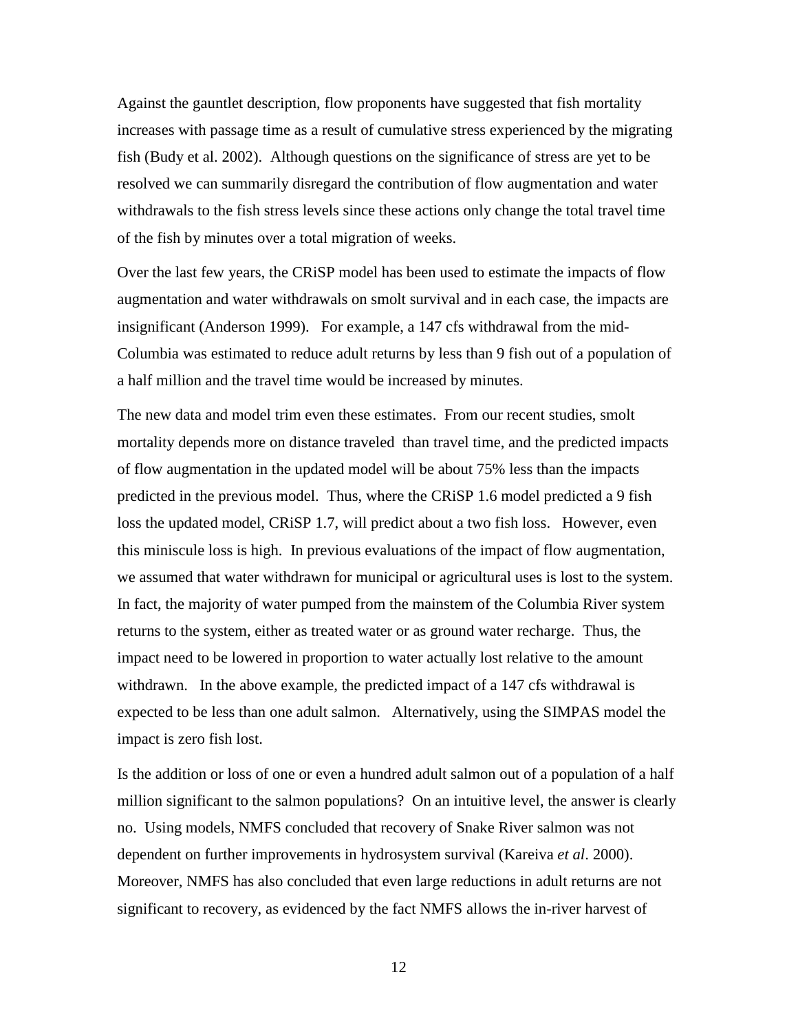Against the gauntlet description, flow proponents have suggested that fish mortality increases with passage time as a result of cumulative stress experienced by the migrating fish (Budy et al. 2002). Although questions on the significance of stress are yet to be resolved we can summarily disregard the contribution of flow augmentation and water withdrawals to the fish stress levels since these actions only change the total travel time of the fish by minutes over a total migration of weeks.

Over the last few years, the CRiSP model has been used to estimate the impacts of flow augmentation and water withdrawals on smolt survival and in each case, the impacts are insignificant (Anderson 1999). For example, a 147 cfs withdrawal from the mid-Columbia was estimated to reduce adult returns by less than 9 fish out of a population of a half million and the travel time would be increased by minutes.

The new data and model trim even these estimates. From our recent studies, smolt mortality depends more on distance traveled than travel time, and the predicted impacts of flow augmentation in the updated model will be about 75% less than the impacts predicted in the previous model. Thus, where the CRiSP 1.6 model predicted a 9 fish loss the updated model, CRiSP 1.7, will predict about a two fish loss. However, even this miniscule loss is high. In previous evaluations of the impact of flow augmentation, we assumed that water withdrawn for municipal or agricultural uses is lost to the system. In fact, the majority of water pumped from the mainstem of the Columbia River system returns to the system, either as treated water or as ground water recharge. Thus, the impact need to be lowered in proportion to water actually lost relative to the amount withdrawn. In the above example, the predicted impact of a 147 cfs withdrawal is expected to be less than one adult salmon. Alternatively, using the SIMPAS model the impact is zero fish lost.

Is the addition or loss of one or even a hundred adult salmon out of a population of a half million significant to the salmon populations? On an intuitive level, the answer is clearly no. Using models, NMFS concluded that recovery of Snake River salmon was not dependent on further improvements in hydrosystem survival (Kareiva *et al*. 2000). Moreover, NMFS has also concluded that even large reductions in adult returns are not significant to recovery, as evidenced by the fact NMFS allows the in-river harvest of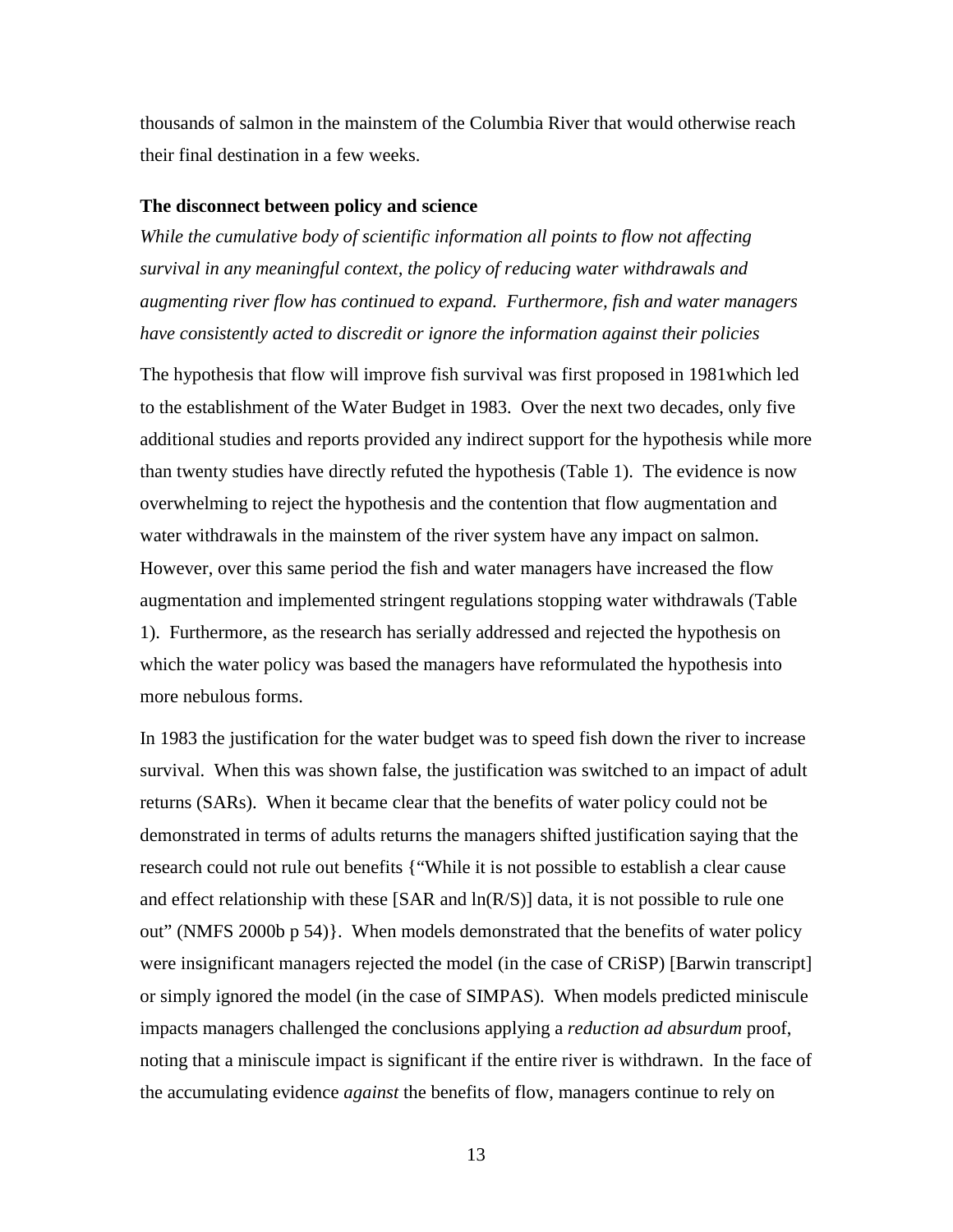thousands of salmon in the mainstem of the Columbia River that would otherwise reach their final destination in a few weeks.

### The disconnect between policy and science

*While the cumulative body of scientific information all points to flow not affecting survival in any meaningful context, the policy of reducing water withdrawals and augmenting river flow has continued to expand. Furthermore, fish and water managers have consistently acted to discredit or ignore the information against their policies*

The hypothesis that flow will improve fish survival was first proposed in 1981which led to the establishment of the Water Budget in 1983. Over the next two decades, only five additional studies and reports provided any indirect support for the hypothesis while more than twenty studies have directly refuted the hypothesis (Table 1). The evidence is now overwhelming to reject the hypothesis and the contention that flow augmentation and water withdrawals in the mainstem of the river system have any impact on salmon. However, over this same period the fish and water managers have increased the flow augmentation and implemented stringent regulations stopping water withdrawals (Table 1). Furthermore, as the research has serially addressed and rejected the hypothesis on which the water policy was based the managers have reformulated the hypothesis into more nebulous forms.

In 1983 the justification for the water budget was to speed fish down the river to increase survival. When this was shown false, the justification was switched to an impact of adult returns (SARs). When it became clear that the benefits of water policy could not be demonstrated in terms of adults returns the managers shifted justification saying that the research could not rule out benefits {"While it is not possible to establish a clear cause and effect relationship with these [SAR and ln(R/S)] data, it is not possible to rule one out" (NMFS 2000b p 54)}. When models demonstrated that the benefits of water policy were insignificant managers rejected the model (in the case of CRiSP) [Barwin transcript] or simply ignored the model (in the case of SIMPAS). When models predicted miniscule impacts managers challenged the conclusions applying a *reduction ad absurdum* proof, noting that a miniscule impact is significant if the entire river is withdrawn. In the face of the accumulating evidence *against* the benefits of flow, managers continue to rely on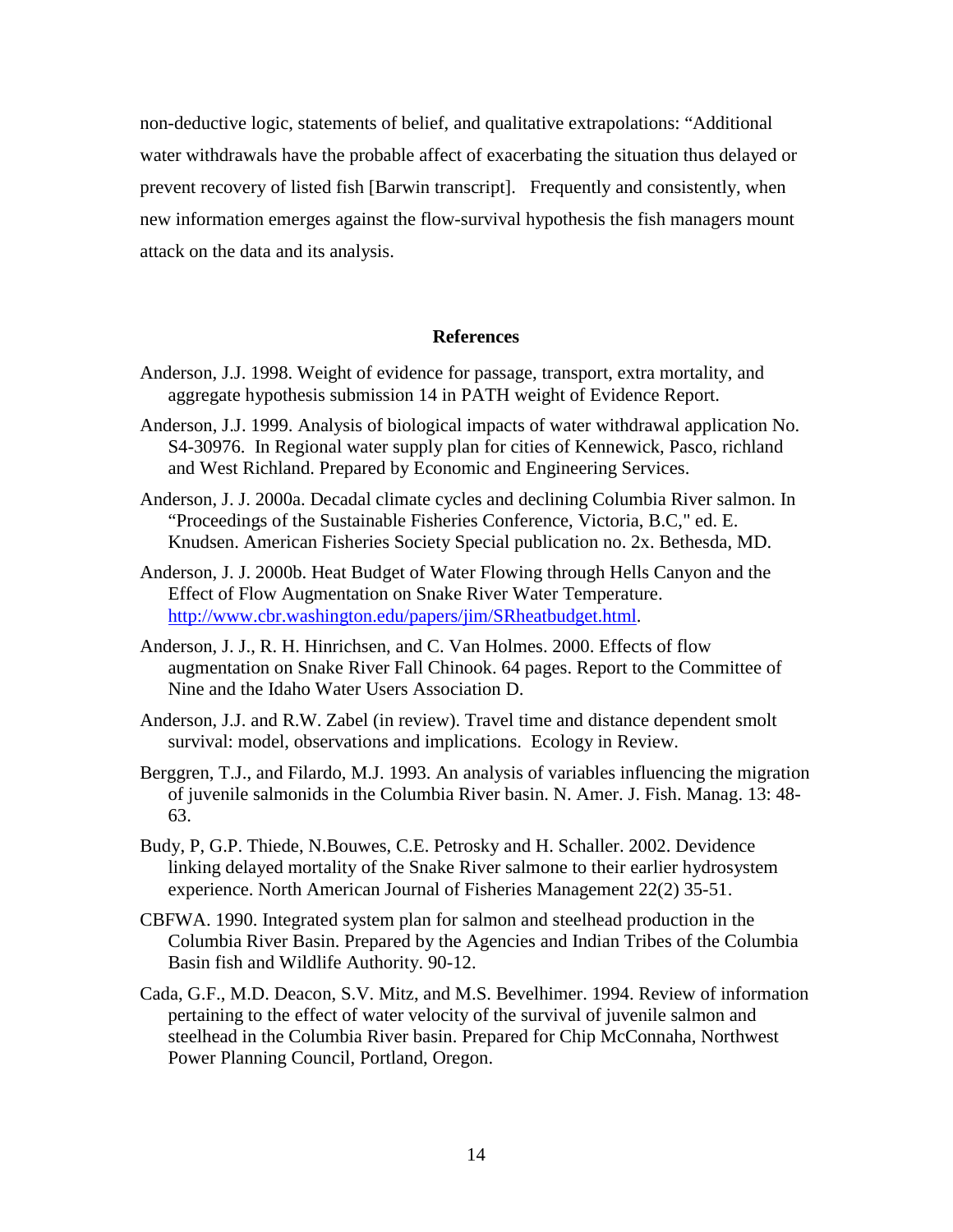non-deductive logic, statements of belief, and qualitative extrapolations: "Additional water withdrawals have the probable affect of exacerbating the situation thus delayed or prevent recovery of listed fish [Barwin transcript]. Frequently and consistently, when new information emerges against the flow-survival hypothesis the fish managers mount attack on the data and its analysis.

## References

Anderson, J.J. 1998. Weight of evidence for passage, transport, extra mortality, and aggregate hypothesis submission 14 in PATH weight of Evidence Report.

Anderson, J.J. 1999. Analysis of biological impacts of water withdrawal application No. S4-30976. In Regional water supply plan for cities of Kennewick, Pasco, richland and West Richland. Prepared by Economic and Engineering Services.

Anderson, J. J. 2000a. Decadal climate cycles and declining Columbia River salmon. In "Proceedings of the Sustainable Fisheries Conference, Victoria, B.C," ed. E. Knudsen. American Fisheries Society Special publication no. 2x. Bethesda, MD.

Anderson, J. J. 2000b. Heat Budget of Water Flowing through Hells Canyon and the Effect of Flow Augmentation on Snake River Water Temperature. http://www.cbr.washington.edu/papers/jim/SRheatbudget.html.

Anderson, J. J., R. H. Hinrichsen, and C. Van Holmes. 2000. Effects of flow augmentation on Snake River Fall Chinook. 64 pages. Report to the Committee of Nine and the Idaho Water Users Association D.

Anderson, J.J. and R.W. Zabel (in review). Travel time and distance dependent smolt survival: model, observations and implications. Ecology in Review.

Berggren, T.J., and Filardo, M.J. 1993. An analysis of variables influencing the migration of juvenile salmonids in the Columbia River basin. N. Amer. J. Fish. Manag. 13: 48-63.

Budy, P, G.P. Thiede, N.Bouwes, C.E. Petrosky and H. Schaller. 2002. Devidence linking delayed mortality of the Snake River salmone to their earlier hydrosystem experience. North American Journal of Fisheries Management 22(2) 35-51.

CBFWA. 1990. Integrated system plan for salmon and steelhead production in the Columbia River Basin. Prepared by the Agencies and Indian Tribes of the Columbia Basin fish and Wildlife Authority. 90-12.

Cada, G.F., M.D. Deacon, S.V. Mitz, and M.S. Bevelhimer. 1994. Review of information pertaining to the effect of water velocity of the survival of juvenile salmon and steelhead in the Columbia River basin. Prepared for Chip McConnaha, Northwest Power Planning Council, Portland, Oregon.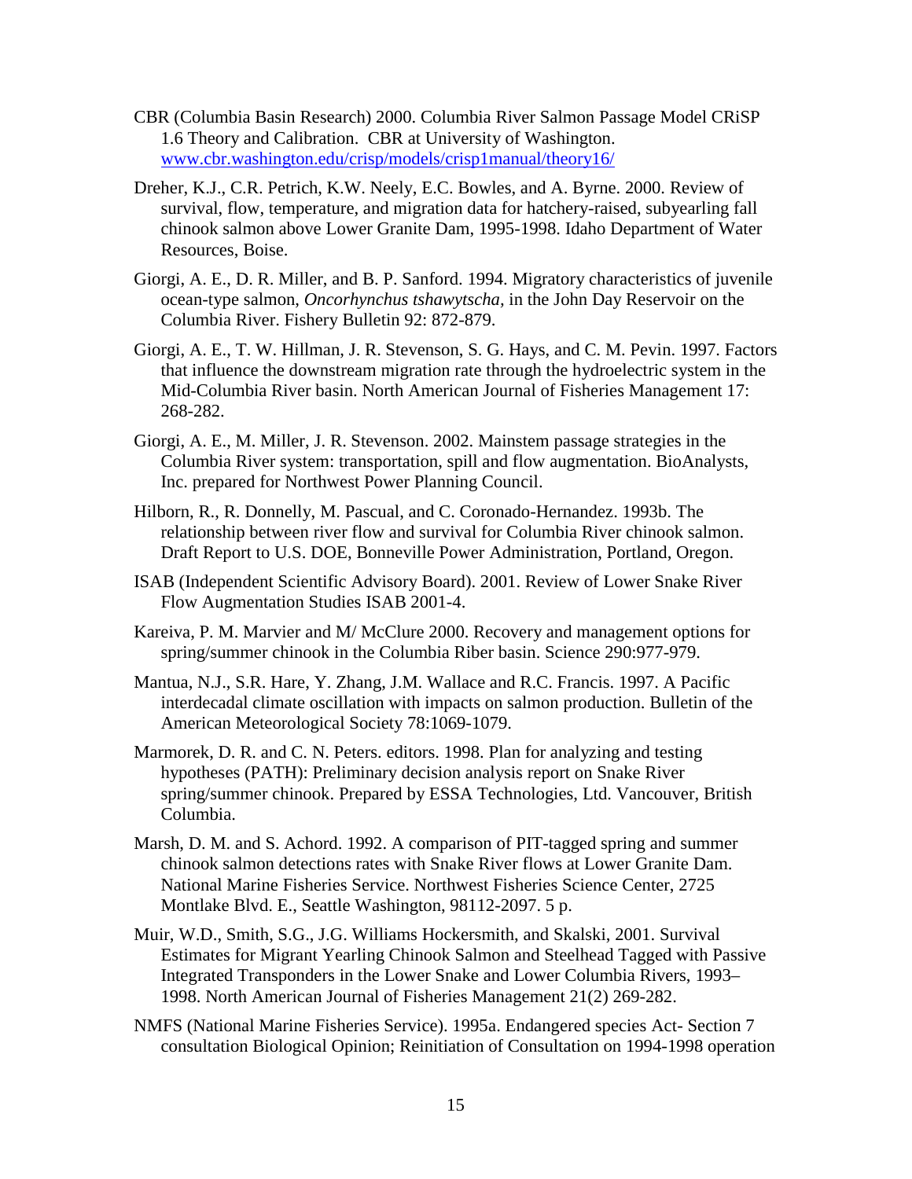CBR (Columbia Basin Research) 2000. Columbia River Salmon Passage Model CRiSP 1.6 Theory and Calibration. CBR at University of Washington. www.cbr.washington.edu/crisp/models/crisp1manual/theory16/

Dreher, K.J., C.R. Petrich, K.W. Neely, E.C. Bowles, and A. Byrne. 2000. Review of survival, flow, temperature, and migration data for hatchery-raised, subyearling fall chinook salmon above Lower Granite Dam, 1995-1998. Idaho Department of Water Resources, Boise.

Giorgi, A. E., D. R. Miller, and B. P. Sanford. 1994. Migratory characteristics of juvenile ocean-type salmon, *Oncorhynchus tshawytscha,* in the John Day Reservoir on the Columbia River. Fishery Bulletin 92: 872-879.

Giorgi, A. E., T. W. Hillman, J. R. Stevenson, S. G. Hays, and C. M. Pevin. 1997. Factors that influence the downstream migration rate through the hydroelectric system in the Mid-Columbia River basin. North American Journal of Fisheries Management 17: 268-282.

Giorgi, A. E., M. Miller, J. R. Stevenson. 2002. Mainstem passage strategies in the Columbia River system: transportation, spill and flow augmentation. BioAnalysts, Inc. prepared for Northwest Power Planning Council.

Hilborn, R., R. Donnelly, M. Pascual, and C. Coronado-Hernandez. 1993b. The relationship between river flow and survival for Columbia River chinook salmon. Draft Report to U.S. DOE, Bonneville Power Administration, Portland, Oregon.

ISAB (Independent Scientific Advisory Board). 2001. Review of Lower Snake River Flow Augmentation Studies ISAB 2001-4.

Kareiva, P. M. Marvier and M/ McClure 2000. Recovery and management options for spring/summer chinook in the Columbia Riber basin. Science 290:977-979.

Mantua, N.J., S.R. Hare, Y. Zhang, J.M. Wallace and R.C. Francis. 1997. A Pacific interdecadal climate oscillation with impacts on salmon production. Bulletin of the American Meteorological Society 78:1069-1079.

Marmorek, D. R. and C. N. Peters. editors. 1998. Plan for analyzing and testing hypotheses (PATH): Preliminary decision analysis report on Snake River spring/summer chinook. Prepared by ESSA Technologies, Ltd. Vancouver, British Columbia.

Marsh, D. M. and S. Achord. 1992. A comparison of PIT-tagged spring and summer chinook salmon detections rates with Snake River flows at Lower Granite Dam. National Marine Fisheries Service. Northwest Fisheries Science Center, 2725 Montlake Blvd. E., Seattle Washington, 98112-2097. 5 p.

Muir, W.D., Smith, S.G., J.G. Williams Hockersmith, and Skalski, 2001. Survival Estimates for Migrant Yearling Chinook Salmon and Steelhead Tagged with Passive Integrated Transponders in the Lower Snake and Lower Columbia Rivers, 1993–1998. North American Journal of Fisheries Management 21(2) 269-282.

NMFS (National Marine Fisheries Service). 1995a. Endangered species Act- Section 7 consultation Biological Opinion; Reinitiation of Consultation on 1994-1998 operation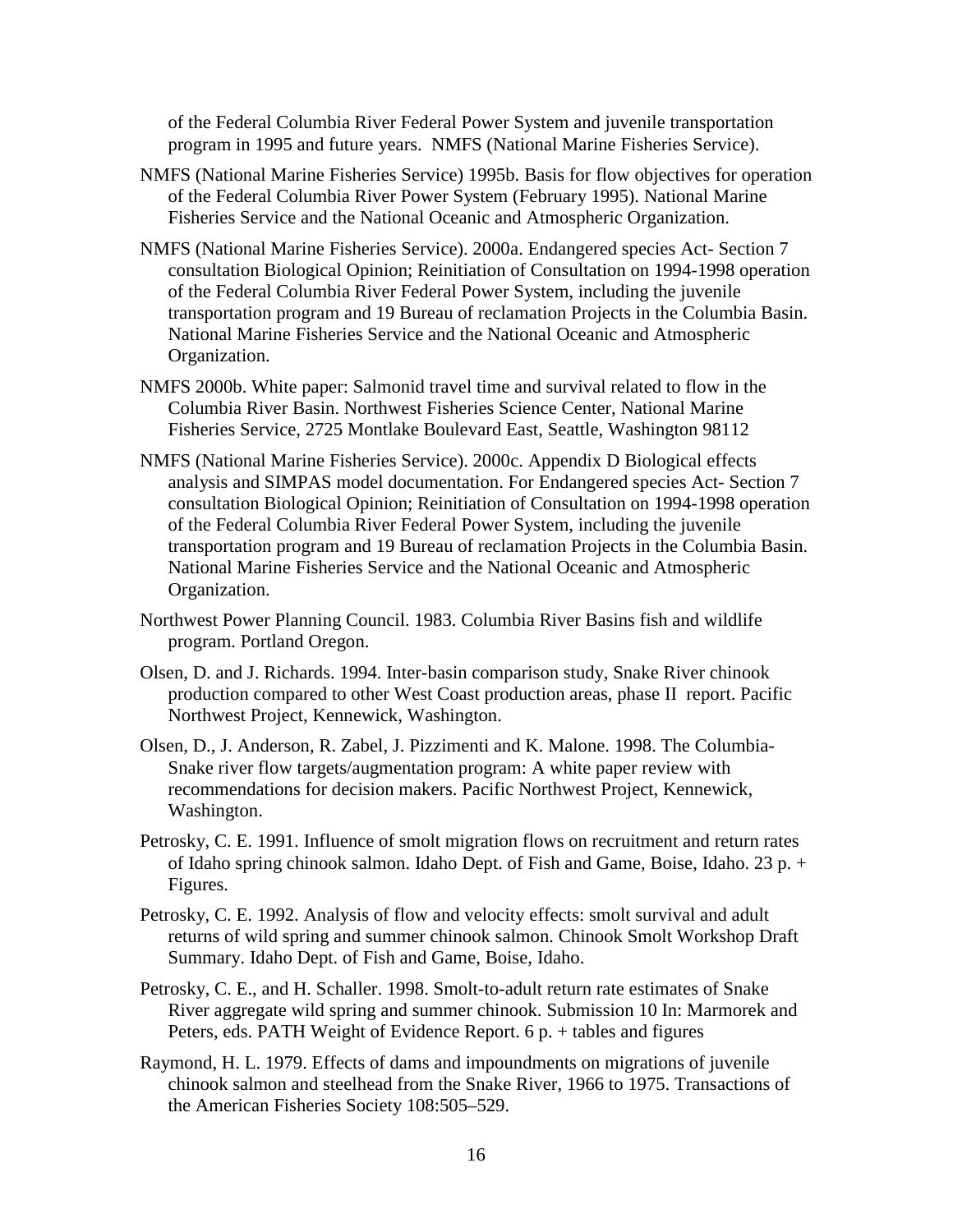of the Federal Columbia River Federal Power System and juvenile transportation program in 1995 and future years. NMFS (National Marine Fisheries Service).

NMFS (National Marine Fisheries Service) 1995b. Basis for flow objectives for operation of the Federal Columbia River Power System (February 1995). National Marine Fisheries Service and the National Oceanic and Atmospheric Organization.

NMFS (National Marine Fisheries Service). 2000a. Endangered species Act- Section 7 consultation Biological Opinion; Reinitiation of Consultation on 1994-1998 operation of the Federal Columbia River Federal Power System, including the juvenile transportation program and 19 Bureau of reclamation Projects in the Columbia Basin. National Marine Fisheries Service and the National Oceanic and Atmospheric Organization.

NMFS 2000b. White paper: Salmonid travel time and survival related to flow in the Columbia River Basin. Northwest Fisheries Science Center, National Marine Fisheries Service, 2725 Montlake Boulevard East, Seattle, Washington 98112

NMFS (National Marine Fisheries Service). 2000c. Appendix D Biological effects analysis and SIMPAS model documentation. For Endangered species Act- Section 7 consultation Biological Opinion; Reinitiation of Consultation on 1994-1998 operation of the Federal Columbia River Federal Power System, including the juvenile transportation program and 19 Bureau of reclamation Projects in the Columbia Basin. National Marine Fisheries Service and the National Oceanic and Atmospheric Organization.

Northwest Power Planning Council. 1983. Columbia River Basins fish and wildlife program. Portland Oregon.

Olsen, D. and J. Richards. 1994. Inter-basin comparison study, Snake River chinook production compared to other West Coast production areas, phase II report. Pacific Northwest Project, Kennewick, Washington.

Olsen, D., J. Anderson, R. Zabel, J. Pizzimenti and K. Malone. 1998. The Columbia-Snake river flow targets/augmentation program: A white paper review with recommendations for decision makers. Pacific Northwest Project, Kennewick, Washington.

Petrosky, C. E. 1991. Influence of smolt migration flows on recruitment and return rates of Idaho spring chinook salmon. Idaho Dept. of Fish and Game, Boise, Idaho. 23 p. + Figures.

Petrosky, C. E. 1992. Analysis of flow and velocity effects: smolt survival and adult returns of wild spring and summer chinook salmon. Chinook Smolt Workshop Draft Summary. Idaho Dept. of Fish and Game, Boise, Idaho.

Petrosky, C. E., and H. Schaller. 1998. Smolt-to-adult return rate estimates of Snake River aggregate wild spring and summer chinook. Submission 10 In: Marmorek and Peters, eds. PATH Weight of Evidence Report. 6 p. + tables and figures

Raymond, H. L. 1979. Effects of dams and impoundments on migrations of juvenile chinook salmon and steelhead from the Snake River, 1966 to 1975. Transactions of the American Fisheries Society 108:505–529.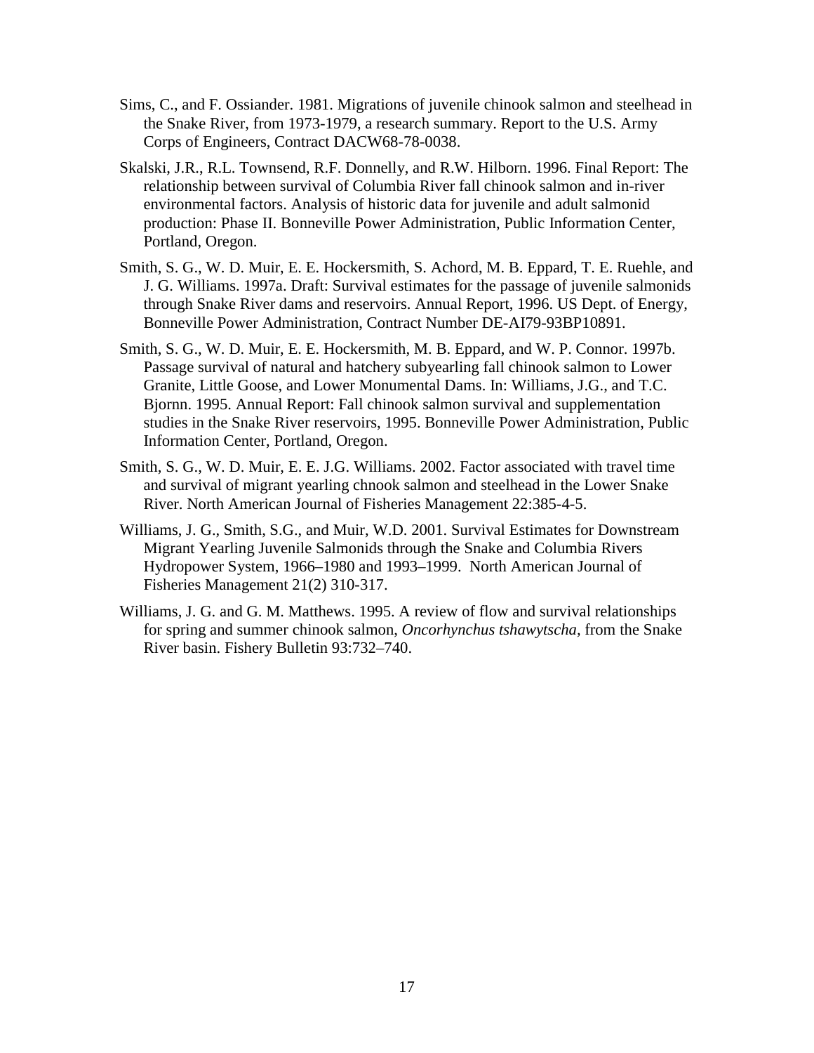Sims, C., and F. Ossiander. 1981. Migrations of juvenile chinook salmon and steelhead in the Snake River, from 1973-1979, a research summary. Report to the U.S. Army Corps of Engineers, Contract DACW68-78-0038.

Skalski, J.R., R.L. Townsend, R.F. Donnelly, and R.W. Hilborn. 1996. Final Report: The relationship between survival of Columbia River fall chinook salmon and in-river environmental factors. Analysis of historic data for juvenile and adult salmonid production: Phase II. Bonneville Power Administration, Public Information Center, Portland, Oregon.

Smith, S. G., W. D. Muir, E. E. Hockersmith, S. Achord, M. B. Eppard, T. E. Ruehle, and J. G. Williams. 1997a. Draft: Survival estimates for the passage of juvenile salmonids through Snake River dams and reservoirs. Annual Report, 1996. US Dept. of Energy, Bonneville Power Administration, Contract Number DE-AI79-93BP10891.

Smith, S. G., W. D. Muir, E. E. Hockersmith, M. B. Eppard, and W. P. Connor. 1997b. Passage survival of natural and hatchery subyearling fall chinook salmon to Lower Granite, Little Goose, and Lower Monumental Dams. In: Williams, J.G., and T.C. Bjornn. 1995. Annual Report: Fall chinook salmon survival and supplementation studies in the Snake River reservoirs, 1995. Bonneville Power Administration, Public Information Center, Portland, Oregon.

Smith, S. G., W. D. Muir, E. E. J.G. Williams. 2002. Factor associated with travel time and survival of migrant yearling chnook salmon and steelhead in the Lower Snake River. North American Journal of Fisheries Management 22:385-4-5.

Williams, J. G., Smith, S.G., and Muir, W.D. 2001. Survival Estimates for Downstream Migrant Yearling Juvenile Salmonids through the Snake and Columbia Rivers Hydropower System, 1966–1980 and 1993–1999. North American Journal of Fisheries Management 21(2) 310-317.

Williams, J. G. and G. M. Matthews. 1995. A review of flow and survival relationships for spring and summer chinook salmon, *Oncorhynchus tshawytscha*, from the Snake River basin. Fishery Bulletin 93:732–740.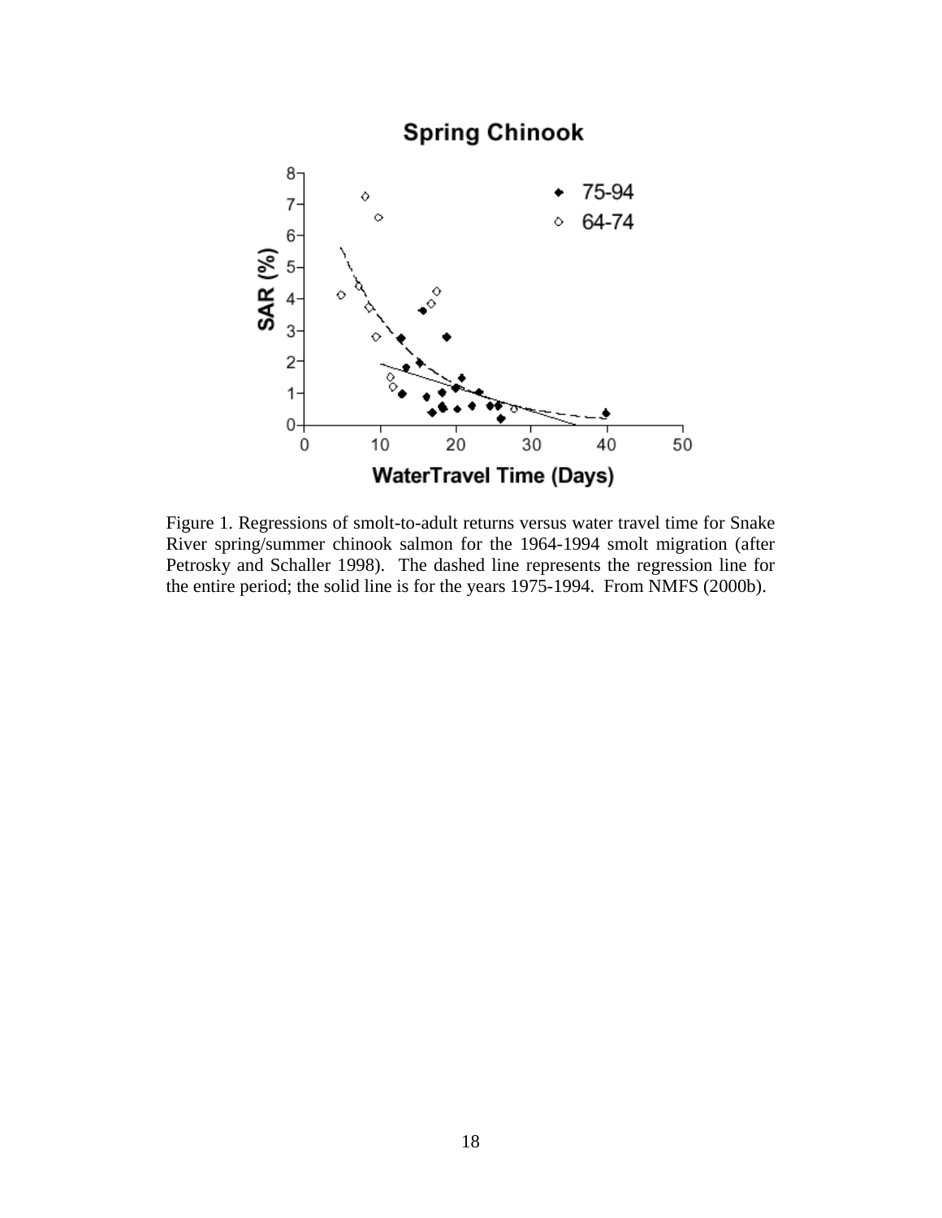Figure 1. Regressions of smolt-to-adult returns versus water travel time for Snake River spring/summer chinook salmon for the 1964-1994 smolt migration (after Petrosky and Schaller 1998). The dashed line represents the regression line for the entire period; the solid line is for the years 1975-1994. From NMFS (2000b).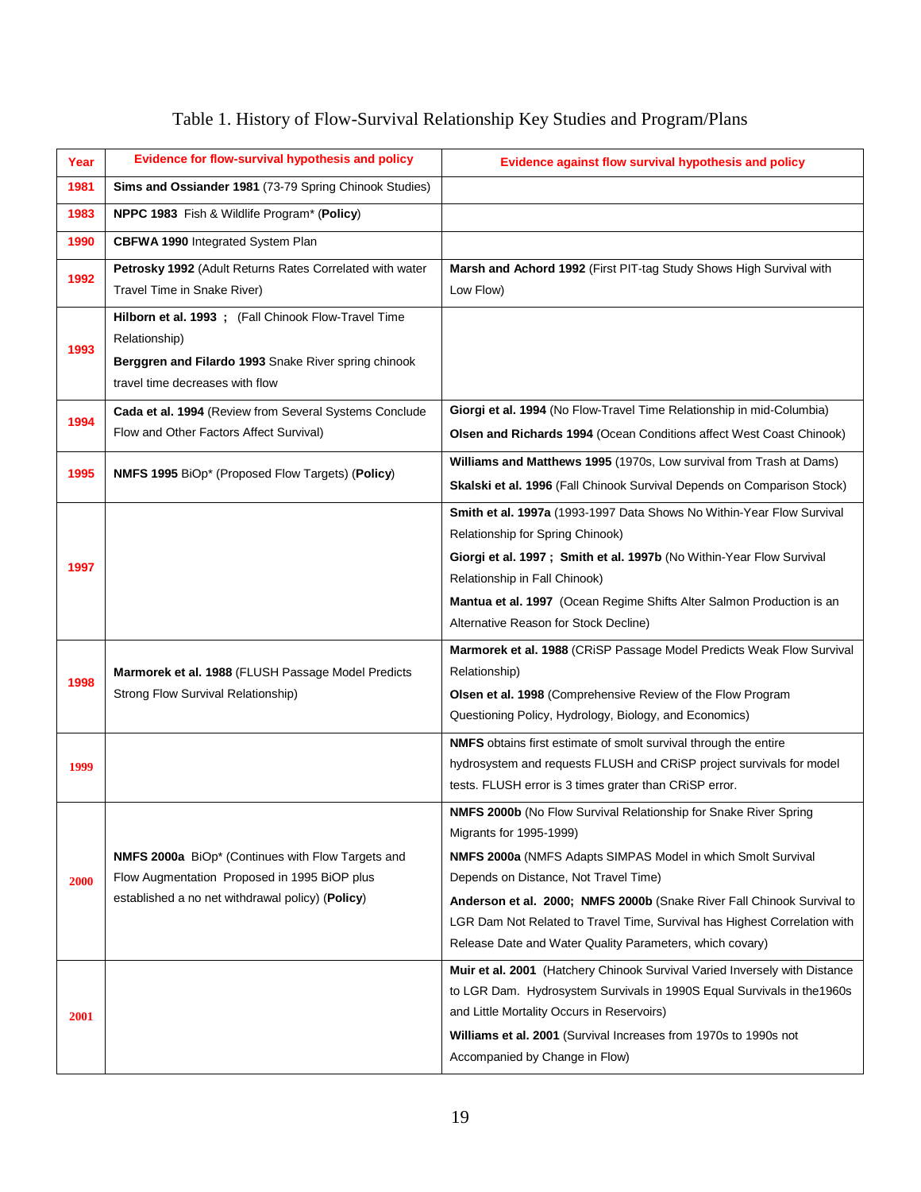Table 1. History of Flow-Survival Relationship Key Studies and Program/Plans

| Year | Evidence for flow-survival hypothesis and policy | Evidence against flow survival hypothesis and policy |
|---|---|---|
| 1981 | **Sims and Ossiander 1981** (73-79 Spring Chinook Studies) | |
| 1983 | **NPPC 1983** Fish & Wildlife Program* (**Policy**) | |
| 1990 | **CBFWA 1990** Integrated System Plan | |
| 1992 | **Petrosky 1992** (Adult Returns Rates Correlated with water Travel Time in Snake River) | **Marsh and Achord 1992** (First PIT-tag Study Shows High Survival with Low Flow) |
| 1993 | **Hilborn et al. 1993 ;** (Fall Chinook Flow-Travel Time Relationship)<br>**Berggren and Filardo 1993** Snake River spring chinook travel time decreases with flow | |
| 1994 | **Cada et al. 1994** (Review from Several Systems Conclude Flow and Other Factors Affect Survival) | **Giorgi et al. 1994** (No Flow-Travel Time Relationship in mid-Columbia)<br>**Olsen and Richards 1994** (Ocean Conditions affect West Coast Chinook) |
| 1995 | **NMFS 1995** BiOp* (Proposed Flow Targets) (**Policy**) | **Williams and Matthews 1995** (1970s, Low survival from Trash at Dams)<br>**Skalski et al. 1996** (Fall Chinook Survival Depends on Comparison Stock) |
| 1997 | | **Smith et al. 1997a** (1993-1997 Data Shows No Within-Year Flow Survival Relationship for Spring Chinook)<br>**Giorgi et al. 1997 ; Smith et al. 1997b** (No Within-Year Flow Survival Relationship in Fall Chinook)<br>**Mantua et al. 1997** (Ocean Regime Shifts Alter Salmon Production is an Alternative Reason for Stock Decline) |
| 1998 | **Marmorek et al. 1988** (FLUSH Passage Model Predicts Strong Flow Survival Relationship) | **Marmorek et al. 1988** (CRiSP Passage Model Predicts Weak Flow Survival Relationship)<br>**Olsen et al. 1998** (Comprehensive Review of the Flow Program Questioning Policy, Hydrology, Biology, and Economics) |
| 1999 | | **NMFS** obtains first estimate of smolt survival through the entire hydrosystem and requests FLUSH and CRiSP project survivals for model tests. FLUSH error is 3 times grater than CRiSP error. |
| 2000 | **NMFS 2000a** BiOp* (Continues with Flow Targets and Flow Augmentation Proposed in 1995 BiOP plus established a no net withdrawal policy) (**Policy**) | **NMFS 2000b** (No Flow Survival Relationship for Snake River Spring Migrants for 1995-1999)<br>**NMFS 2000a** (NMFS Adapts SIMPAS Model in which Smolt Survival Depends on Distance, Not Travel Time)<br>**Anderson et al. 2000; NMFS 2000b** (Snake River Fall Chinook Survival to LGR Dam Not Related to Travel Time, Survival has Highest Correlation with Release Date and Water Quality Parameters, which covary) |
| 2001 | | **Muir et al. 2001** (Hatchery Chinook Survival Varied Inversely with Distance to LGR Dam. Hydrosystem Survivals in 1990S Equal Survivals in the1960s and Little Mortality Occurs in Reservoirs)<br>**Williams et al. 2001** (Survival Increases from 1970s to 1990s not Accompanied by Change in Flow) |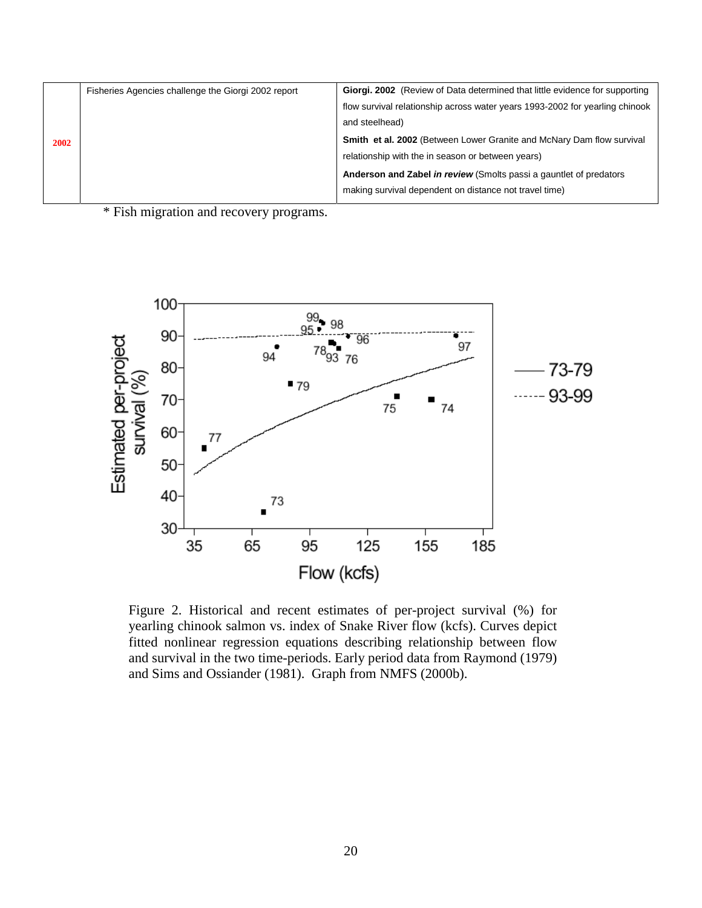| 2002 | Fisheries Agencies challenge the Giorgi 2002 report | **Giorgi. 2002** (Review of Data determined that little evidence for supporting flow survival relationship across water years 1993-2002 for yearling chinook and steelhead)<br>**Smith et al. 2002** (Between Lower Granite and McNary Dam flow survival relationship with the in season or between years)<br>**Anderson and Zabel *in review*** (Smolts passi a gauntlet of predators making survival dependent on distance not travel time) |
|---|---|---|

\* Fish migration and recovery programs.

Figure 2. Historical and recent estimates of per-project survival (%) for yearling chinook salmon vs. index of Snake River flow (kcfs). Curves depict fitted nonlinear regression equations describing relationship between flow and survival in the two time-periods. Early period data from Raymond (1979) and Sims and Ossiander (1981). Graph from NMFS (2000b).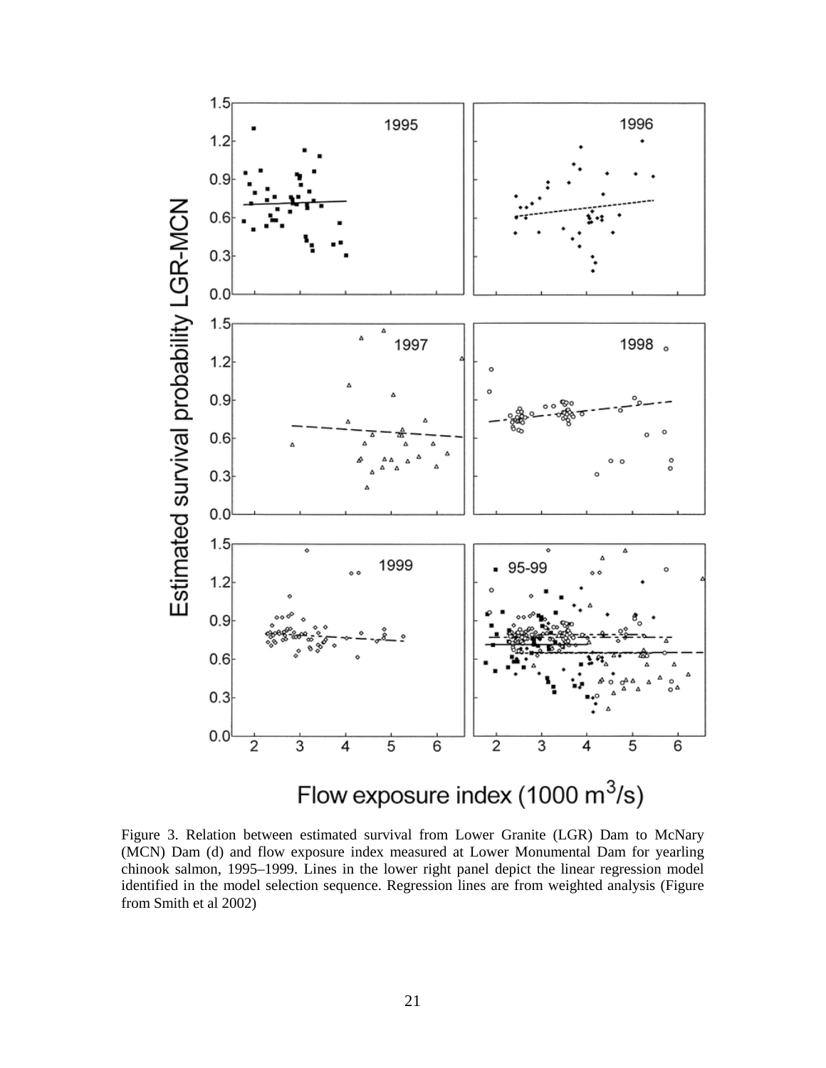Figure 3. Relation between estimated survival from Lower Granite (LGR) Dam to McNary (MCN) Dam (d) and flow exposure index measured at Lower Monumental Dam for yearling chinook salmon, 1995–1999. Lines in the lower right panel depict the linear regression model identified in the model selection sequence. Regression lines are from weighted analysis (Figure from Smith et al 2002)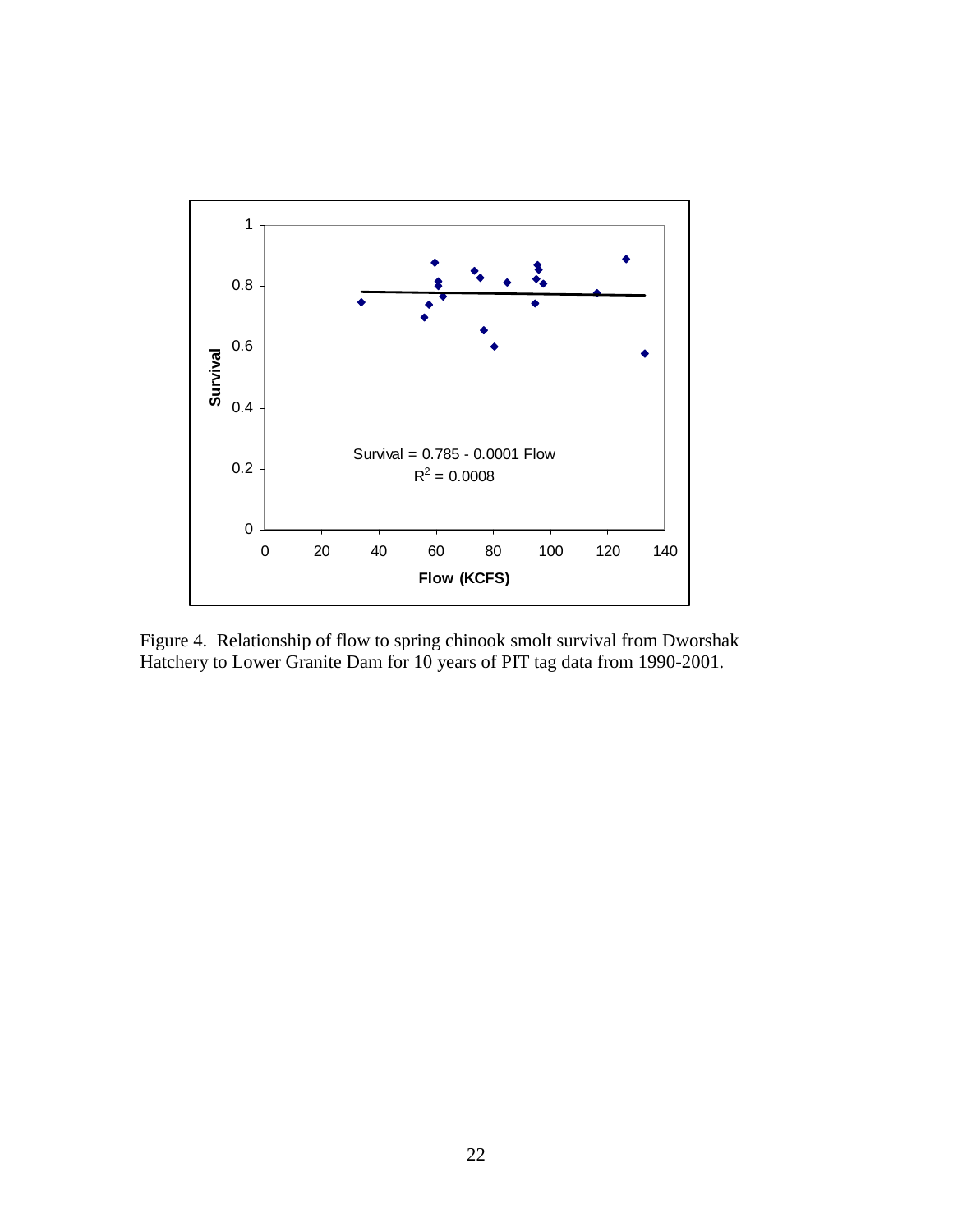Survival = 0.785 - 0.0001 Flow

$R^2 = 0.0008$

Figure 4. Relationship of flow to spring chinook smolt survival from Dworshak Hatchery to Lower Granite Dam for 10 years of PIT tag data from 1990-2001.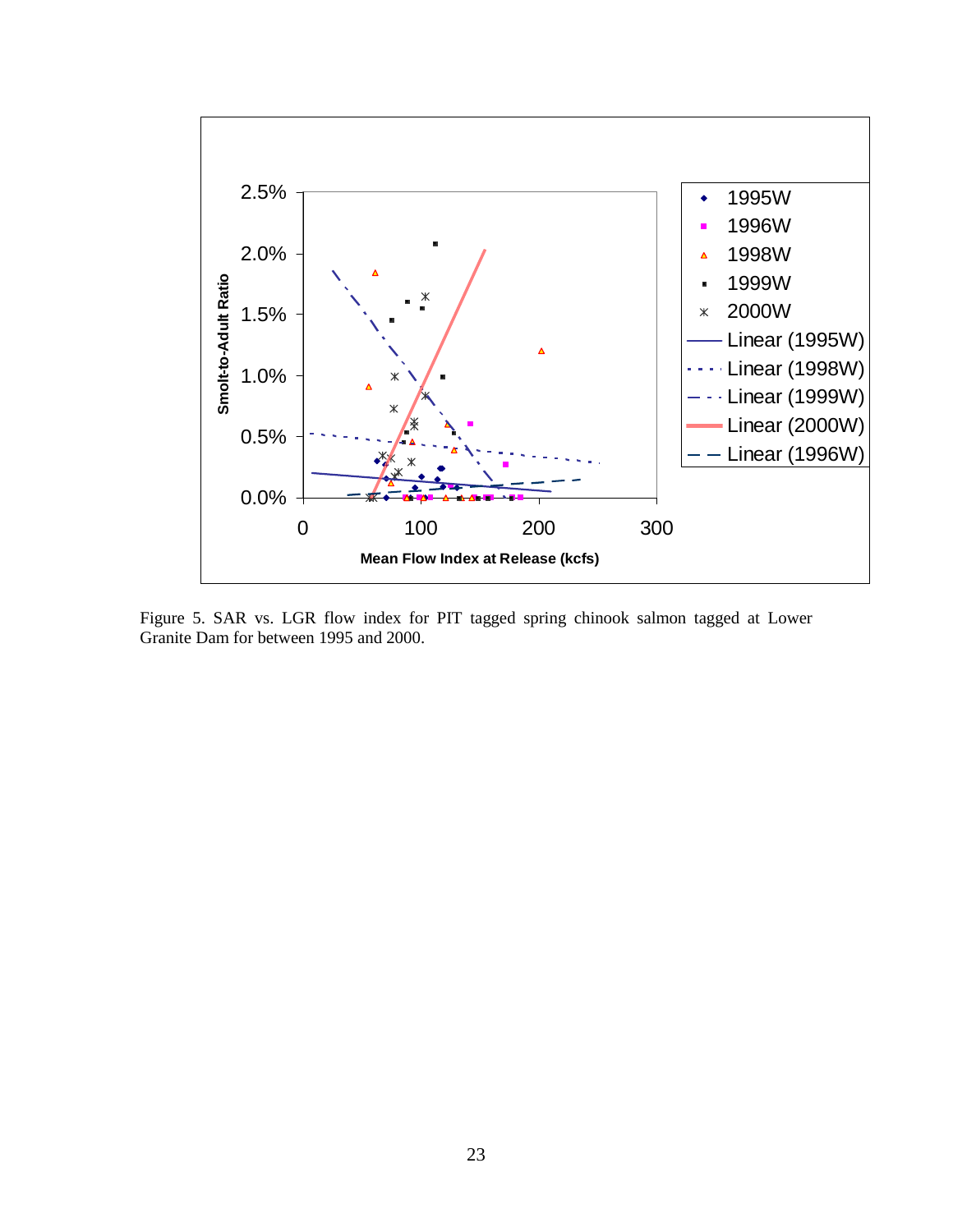Smolt-to-Adult Ratio

2.5%

2.0%

1.5%

1.0%

0.5%

0.0%

0

100

200

300

Mean Flow Index at Release (kcfs)

1995W

1996W

1998W

1999W

2000W

Linear (1995W)

Linear (1998W)

Linear (1999W)

Linear (2000W)

Linear (1996W)

Figure 5. SAR vs. LGR flow index for PIT tagged spring chinook salmon tagged at Lower Granite Dam for between 1995 and 2000.